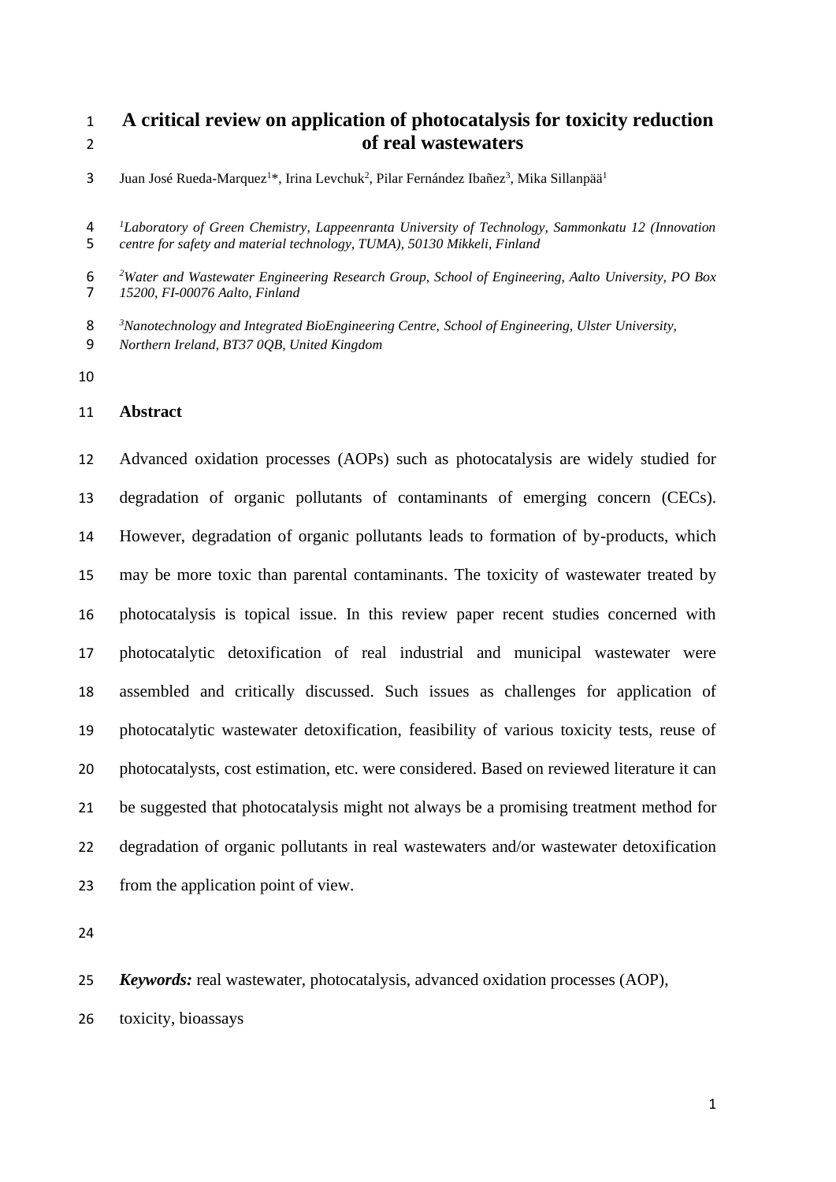# A critical review on application of photocatalysis for toxicity reduction of real wastewaters

Juan José Rueda-Marquez[1]*, Irina Levchuk[2], Pilar Fernández Ibañez[3], Mika Sillanpää[1]

*[1]Laboratory of Green Chemistry, Lappeenranta University of Technology, Sammonkatu 12 (Innovation centre for safety and material technology, TUMA), 50130 Mikkeli, Finland*

*[2]Water and Wastewater Engineering Research Group, School of Engineering, Aalto University, PO Box 15200, FI-00076 Aalto, Finland*

*[3]Nanotechnology and Integrated BioEngineering Centre, School of Engineering, Ulster University, Northern Ireland, BT37 0QB, United Kingdom*

## Abstract

Advanced oxidation processes (AOPs) such as photocatalysis are widely studied for degradation of organic pollutants of contaminants of emerging concern (CECs). However, degradation of organic pollutants leads to formation of by-products, which may be more toxic than parental contaminants. The toxicity of wastewater treated by photocatalysis is topical issue. In this review paper recent studies concerned with photocatalytic detoxification of real industrial and municipal wastewater were assembled and critically discussed. Such issues as challenges for application of photocatalytic wastewater detoxification, feasibility of various toxicity tests, reuse of photocatalysts, cost estimation, etc. were considered. Based on reviewed literature it can be suggested that photocatalysis might not always be a promising treatment method for degradation of organic pollutants in real wastewaters and/or wastewater detoxification from the application point of view.

***Keywords:*** real wastewater, photocatalysis, advanced oxidation processes (AOP), toxicity, bioassays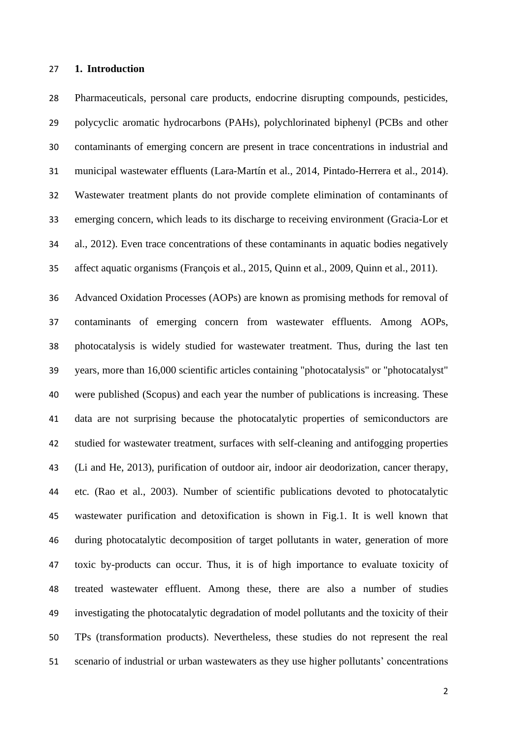## 1. Introduction

Pharmaceuticals, personal care products, endocrine disrupting compounds, pesticides, polycyclic aromatic hydrocarbons (PAHs), polychlorinated biphenyl (PCBs and other contaminants of emerging concern are present in trace concentrations in industrial and municipal wastewater effluents (Lara-Martín et al., 2014, Pintado-Herrera et al., 2014). Wastewater treatment plants do not provide complete elimination of contaminants of emerging concern, which leads to its discharge to receiving environment (Gracia-Lor et al., 2012). Even trace concentrations of these contaminants in aquatic bodies negatively affect aquatic organisms (François et al., 2015, Quinn et al., 2009, Quinn et al., 2011).

Advanced Oxidation Processes (AOPs) are known as promising methods for removal of contaminants of emerging concern from wastewater effluents. Among AOPs, photocatalysis is widely studied for wastewater treatment. Thus, during the last ten years, more than 16,000 scientific articles containing "photocatalysis" or "photocatalyst" were published (Scopus) and each year the number of publications is increasing. These data are not surprising because the photocatalytic properties of semiconductors are studied for wastewater treatment, surfaces with self-cleaning and antifogging properties (Li and He, 2013), purification of outdoor air, indoor air deodorization, cancer therapy, etc. (Rao et al., 2003). Number of scientific publications devoted to photocatalytic wastewater purification and detoxification is shown in Fig.1. It is well known that during photocatalytic decomposition of target pollutants in water, generation of more toxic by-products can occur. Thus, it is of high importance to evaluate toxicity of treated wastewater effluent. Among these, there are also a number of studies investigating the photocatalytic degradation of model pollutants and the toxicity of their TPs (transformation products). Nevertheless, these studies do not represent the real scenario of industrial or urban wastewaters as they use higher pollutants' concentrations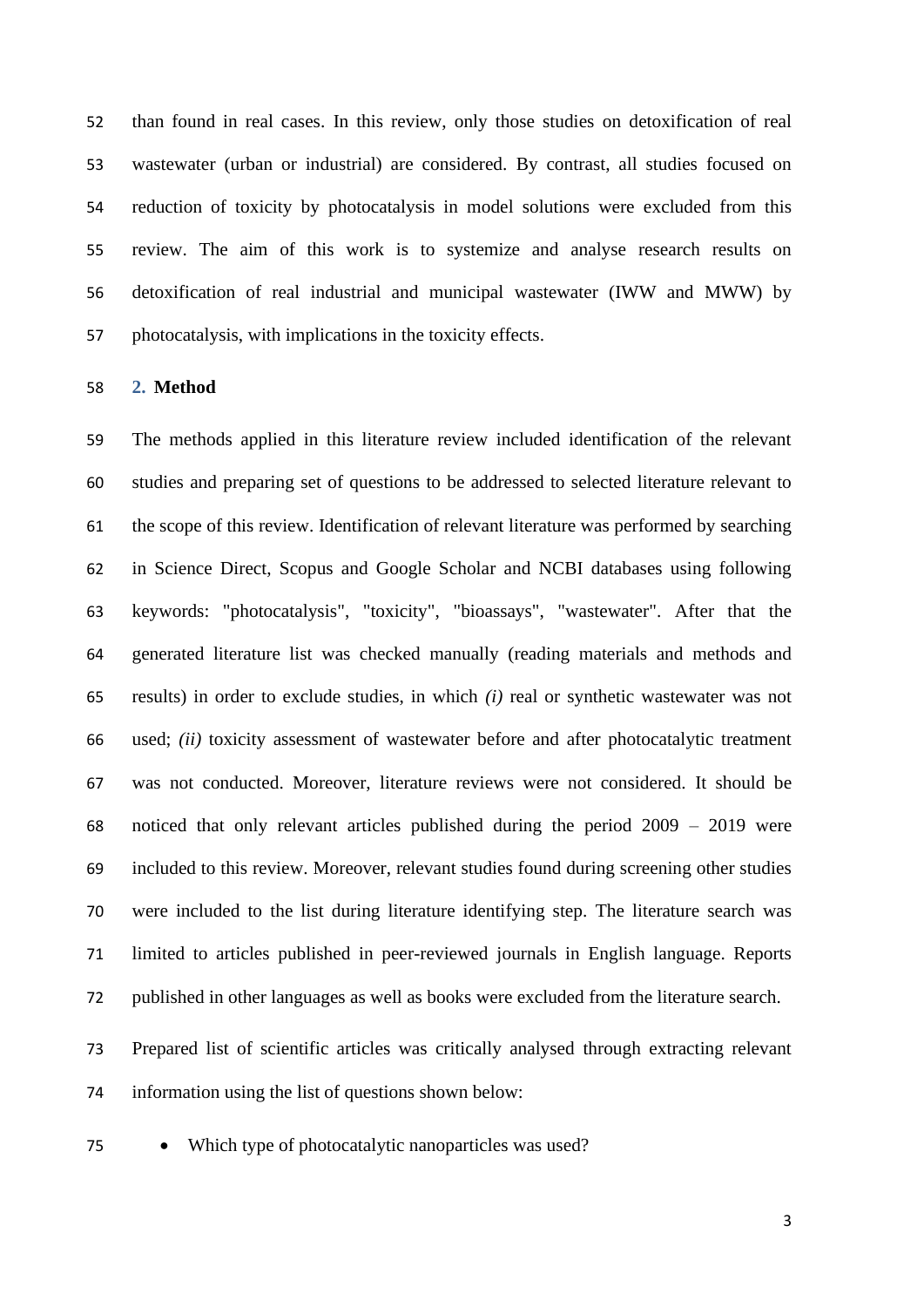than found in real cases. In this review, only those studies on detoxification of real wastewater (urban or industrial) are considered. By contrast, all studies focused on reduction of toxicity by photocatalysis in model solutions were excluded from this review. The aim of this work is to systemize and analyse research results on detoxification of real industrial and municipal wastewater (IWW and MWW) by photocatalysis, with implications in the toxicity effects.

## 2. Method

The methods applied in this literature review included identification of the relevant studies and preparing set of questions to be addressed to selected literature relevant to the scope of this review. Identification of relevant literature was performed by searching in Science Direct, Scopus and Google Scholar and NCBI databases using following keywords: "photocatalysis", "toxicity", "bioassays", "wastewater". After that the generated literature list was checked manually (reading materials and methods and results) in order to exclude studies, in which *(i)* real or synthetic wastewater was not used; *(ii)* toxicity assessment of wastewater before and after photocatalytic treatment was not conducted. Moreover, literature reviews were not considered. It should be noticed that only relevant articles published during the period 2009 – 2019 were included to this review. Moreover, relevant studies found during screening other studies were included to the list during literature identifying step. The literature search was limited to articles published in peer-reviewed journals in English language. Reports published in other languages as well as books were excluded from the literature search.

Prepared list of scientific articles was critically analysed through extracting relevant information using the list of questions shown below:

- Which type of photocatalytic nanoparticles was used?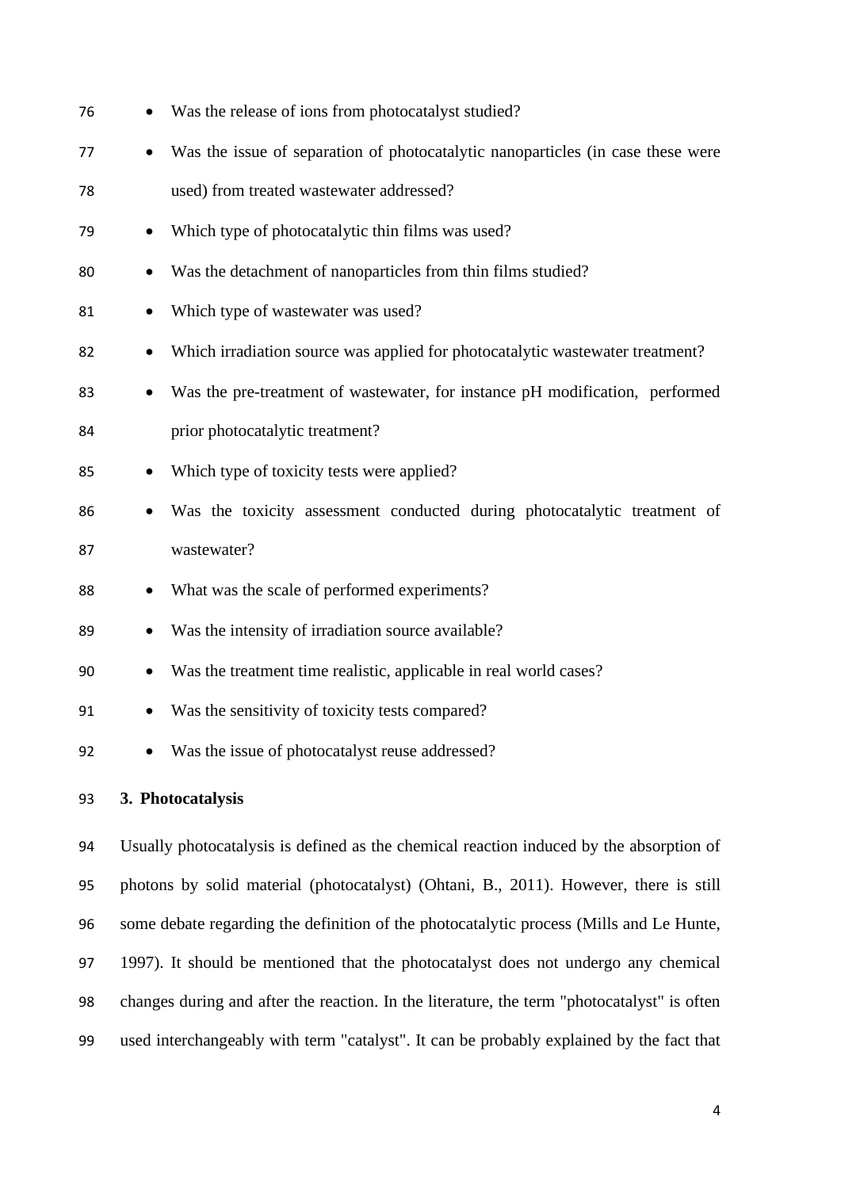- Was the release of ions from photocatalyst studied?
- Was the issue of separation of photocatalytic nanoparticles (in case these were used) from treated wastewater addressed?
- Which type of photocatalytic thin films was used?
- Was the detachment of nanoparticles from thin films studied?
- Which type of wastewater was used?
- Which irradiation source was applied for photocatalytic wastewater treatment?
- Was the pre-treatment of wastewater, for instance pH modification, performed prior photocatalytic treatment?
- Which type of toxicity tests were applied?
- Was the toxicity assessment conducted during photocatalytic treatment of wastewater?
- What was the scale of performed experiments?
- Was the intensity of irradiation source available?
- Was the treatment time realistic, applicable in real world cases?
- Was the sensitivity of toxicity tests compared?
- Was the issue of photocatalyst reuse addressed?

## 3. Photocatalysis

Usually photocatalysis is defined as the chemical reaction induced by the absorption of photons by solid material (photocatalyst) (Ohtani, B., 2011). However, there is still some debate regarding the definition of the photocatalytic process (Mills and Le Hunte, 1997). It should be mentioned that the photocatalyst does not undergo any chemical changes during and after the reaction. In the literature, the term "photocatalyst" is often used interchangeably with term "catalyst". It can be probably explained by the fact that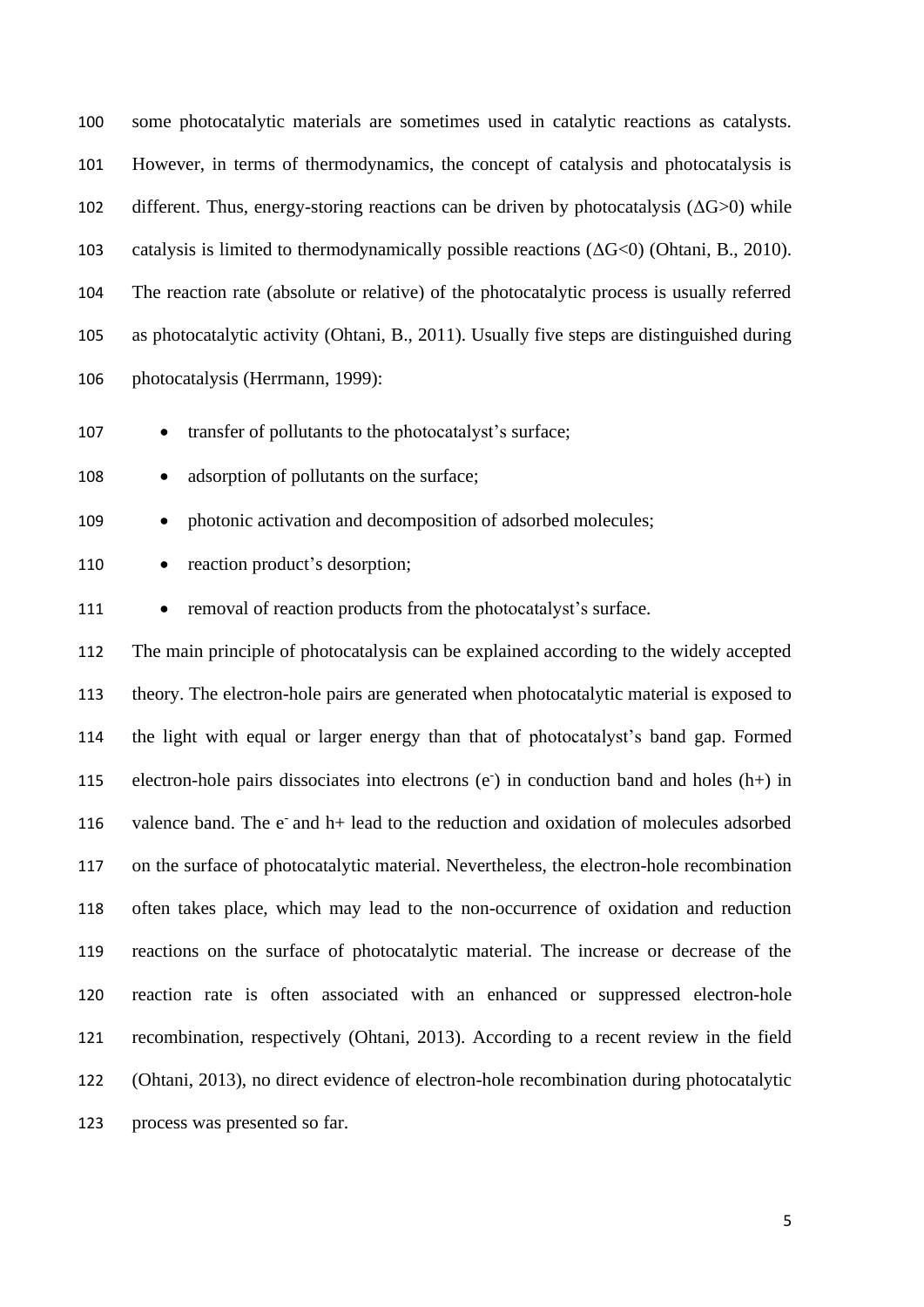some photocatalytic materials are sometimes used in catalytic reactions as catalysts. However, in terms of thermodynamics, the concept of catalysis and photocatalysis is different. Thus, energy-storing reactions can be driven by photocatalysis ($\Delta G>0$) while catalysis is limited to thermodynamically possible reactions ($\Delta G<0$) (Ohtani, B., 2010). The reaction rate (absolute or relative) of the photocatalytic process is usually referred as photocatalytic activity (Ohtani, B., 2011). Usually five steps are distinguished during photocatalysis (Herrmann, 1999):

- transfer of pollutants to the photocatalyst's surface;
- adsorption of pollutants on the surface;
- photonic activation and decomposition of adsorbed molecules;
- reaction product's desorption;
- removal of reaction products from the photocatalyst's surface.

The main principle of photocatalysis can be explained according to the widely accepted theory. The electron-hole pairs are generated when photocatalytic material is exposed to the light with equal or larger energy than that of photocatalyst's band gap. Formed electron-hole pairs dissociates into electrons ($e^-$) in conduction band and holes (h+) in valence band. The $e^-$ and h+ lead to the reduction and oxidation of molecules adsorbed on the surface of photocatalytic material. Nevertheless, the electron-hole recombination often takes place, which may lead to the non-occurrence of oxidation and reduction reactions on the surface of photocatalytic material. The increase or decrease of the reaction rate is often associated with an enhanced or suppressed electron-hole recombination, respectively (Ohtani, 2013). According to a recent review in the field (Ohtani, 2013), no direct evidence of electron-hole recombination during photocatalytic process was presented so far.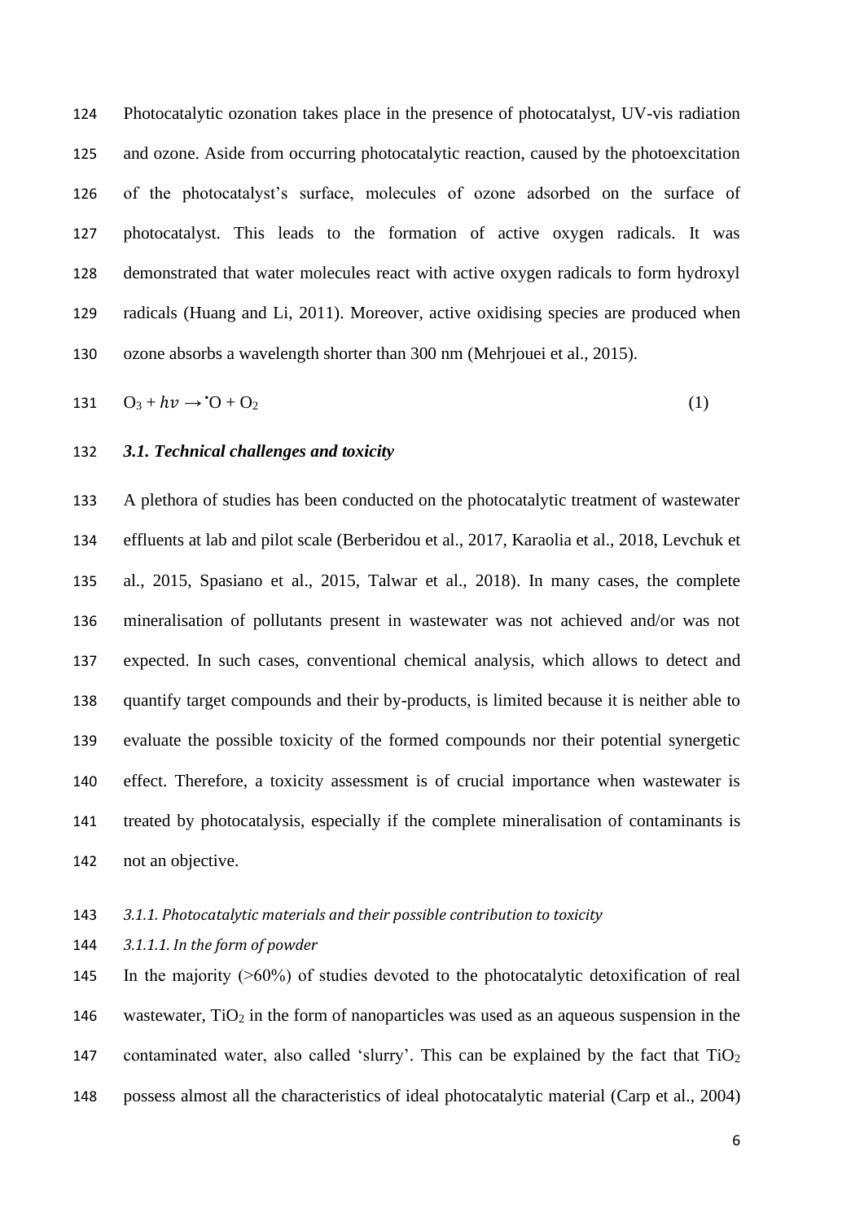Photocatalytic ozonation takes place in the presence of photocatalyst, UV-vis radiation and ozone. Aside from occurring photocatalytic reaction, caused by the photoexcitation of the photocatalyst's surface, molecules of ozone adsorbed on the surface of photocatalyst. This leads to the formation of active oxygen radicals. It was demonstrated that water molecules react with active oxygen radicals to form hydroxyl radicals (Huang and Li, 2011). Moreover, active oxidising species are produced when ozone absorbs a wavelength shorter than 300 nm (Mehrjouei et al., 2015).

$$O_3 + h\nu \rightarrow {}^{\bullet}O + O_2 \quad (1)$$

### *3.1. Technical challenges and toxicity*

A plethora of studies has been conducted on the photocatalytic treatment of wastewater effluents at lab and pilot scale (Berberidou et al., 2017, Karaolia et al., 2018, Levchuk et al., 2015, Spasiano et al., 2015, Talwar et al., 2018). In many cases, the complete mineralisation of pollutants present in wastewater was not achieved and/or was not expected. In such cases, conventional chemical analysis, which allows to detect and quantify target compounds and their by-products, is limited because it is neither able to evaluate the possible toxicity of the formed compounds nor their potential synergetic effect. Therefore, a toxicity assessment is of crucial importance when wastewater is treated by photocatalysis, especially if the complete mineralisation of contaminants is not an objective.

#### *3.1.1. Photocatalytic materials and their possible contribution to toxicity*

##### *3.1.1.1. In the form of powder*

In the majority (>60%) of studies devoted to the photocatalytic detoxification of real wastewater, $TiO_2$ in the form of nanoparticles was used as an aqueous suspension in the contaminated water, also called 'slurry'. This can be explained by the fact that $TiO_2$ possess almost all the characteristics of ideal photocatalytic material (Carp et al., 2004)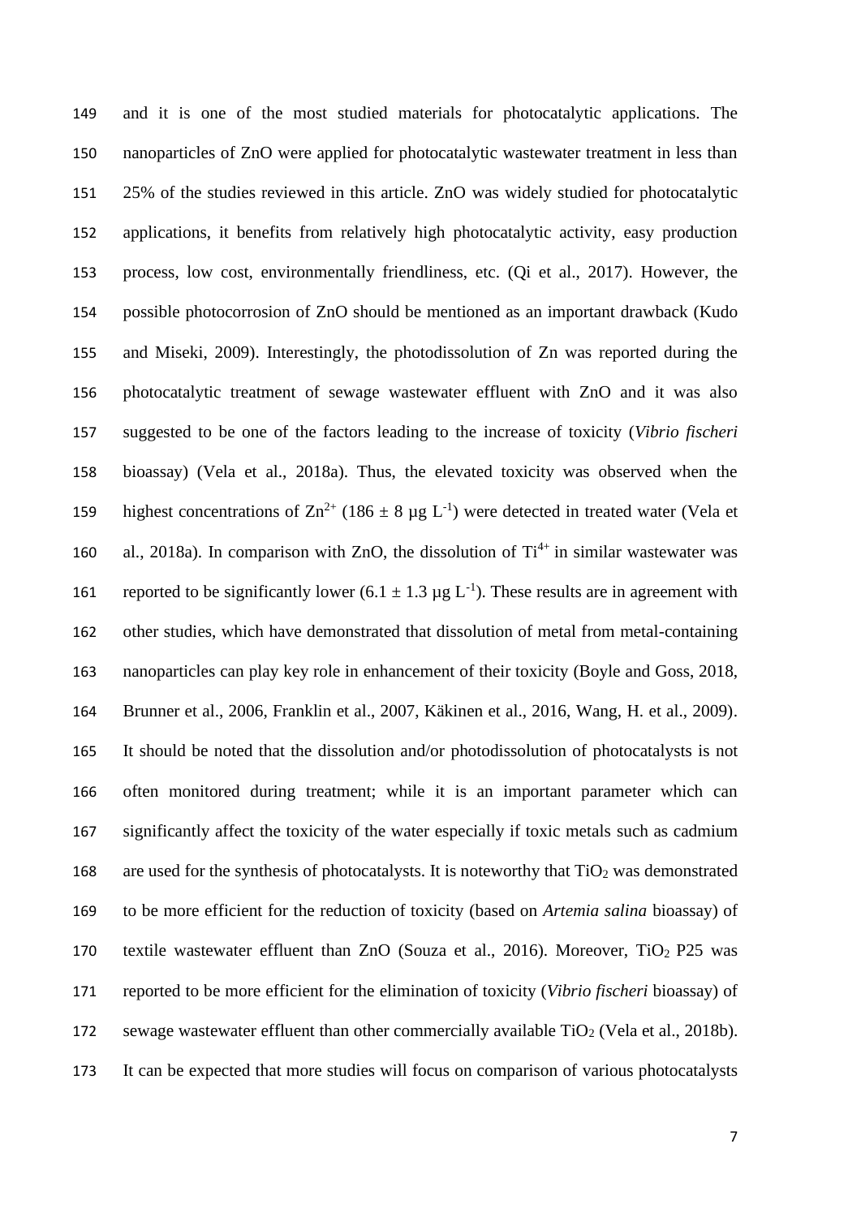and it is one of the most studied materials for photocatalytic applications. The nanoparticles of ZnO were applied for photocatalytic wastewater treatment in less than 25% of the studies reviewed in this article. ZnO was widely studied for photocatalytic applications, it benefits from relatively high photocatalytic activity, easy production process, low cost, environmentally friendliness, etc. (Qi et al., 2017). However, the possible photocorrosion of ZnO should be mentioned as an important drawback (Kudo and Miseki, 2009). Interestingly, the photodissolution of Zn was reported during the photocatalytic treatment of sewage wastewater effluent with ZnO and it was also suggested to be one of the factors leading to the increase of toxicity (*Vibrio fischeri* bioassay) (Vela et al., 2018a). Thus, the elevated toxicity was observed when the highest concentrations of $Zn^{2+}$ ($186 \pm 8$ µg $L^{-1}$) were detected in treated water (Vela et al., 2018a). In comparison with ZnO, the dissolution of $Ti^{4+}$ in similar wastewater was reported to be significantly lower ($6.1 \pm 1.3$ µg $L^{-1}$). These results are in agreement with other studies, which have demonstrated that dissolution of metal from metal-containing nanoparticles can play key role in enhancement of their toxicity (Boyle and Goss, 2018, Brunner et al., 2006, Franklin et al., 2007, Käkinen et al., 2016, Wang, H. et al., 2009). It should be noted that the dissolution and/or photodissolution of photocatalysts is not often monitored during treatment; while it is an important parameter which can significantly affect the toxicity of the water especially if toxic metals such as cadmium are used for the synthesis of photocatalysts. It is noteworthy that $TiO_2$ was demonstrated to be more efficient for the reduction of toxicity (based on *Artemia salina* bioassay) of textile wastewater effluent than ZnO (Souza et al., 2016). Moreover, $TiO_2$ P25 was reported to be more efficient for the elimination of toxicity (*Vibrio fischeri* bioassay) of sewage wastewater effluent than other commercially available $TiO_2$ (Vela et al., 2018b). It can be expected that more studies will focus on comparison of various photocatalysts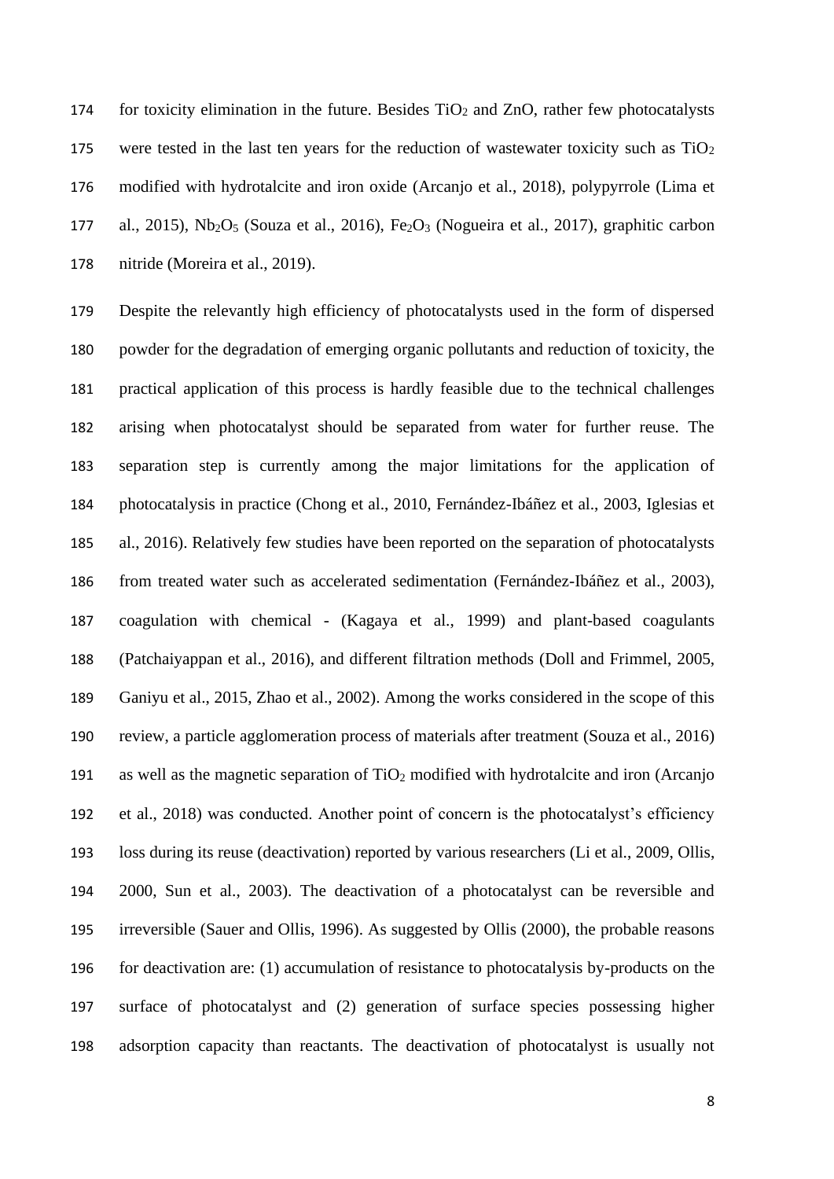for toxicity elimination in the future. Besides $TiO_2$ and ZnO, rather few photocatalysts were tested in the last ten years for the reduction of wastewater toxicity such as $TiO_2$ modified with hydrotalcite and iron oxide (Arcanjo et al., 2018), polypyrrole (Lima et al., 2015), $Nb_2O_5$ (Souza et al., 2016), $Fe_2O_3$ (Nogueira et al., 2017), graphitic carbon nitride (Moreira et al., 2019).

Despite the relevantly high efficiency of photocatalysts used in the form of dispersed powder for the degradation of emerging organic pollutants and reduction of toxicity, the practical application of this process is hardly feasible due to the technical challenges arising when photocatalyst should be separated from water for further reuse. The separation step is currently among the major limitations for the application of photocatalysis in practice (Chong et al., 2010, Fernández-Ibáñez et al., 2003, Iglesias et al., 2016). Relatively few studies have been reported on the separation of photocatalysts from treated water such as accelerated sedimentation (Fernández-Ibáñez et al., 2003), coagulation with chemical - (Kagaya et al., 1999) and plant-based coagulants (Patchaiyappan et al., 2016), and different filtration methods (Doll and Frimmel, 2005, Ganiyu et al., 2015, Zhao et al., 2002). Among the works considered in the scope of this review, a particle agglomeration process of materials after treatment (Souza et al., 2016) as well as the magnetic separation of $TiO_2$ modified with hydrotalcite and iron (Arcanjo et al., 2018) was conducted. Another point of concern is the photocatalyst's efficiency loss during its reuse (deactivation) reported by various researchers (Li et al., 2009, Ollis, 2000, Sun et al., 2003). The deactivation of a photocatalyst can be reversible and irreversible (Sauer and Ollis, 1996). As suggested by Ollis (2000), the probable reasons for deactivation are: (1) accumulation of resistance to photocatalysis by-products on the surface of photocatalyst and (2) generation of surface species possessing higher adsorption capacity than reactants. The deactivation of photocatalyst is usually not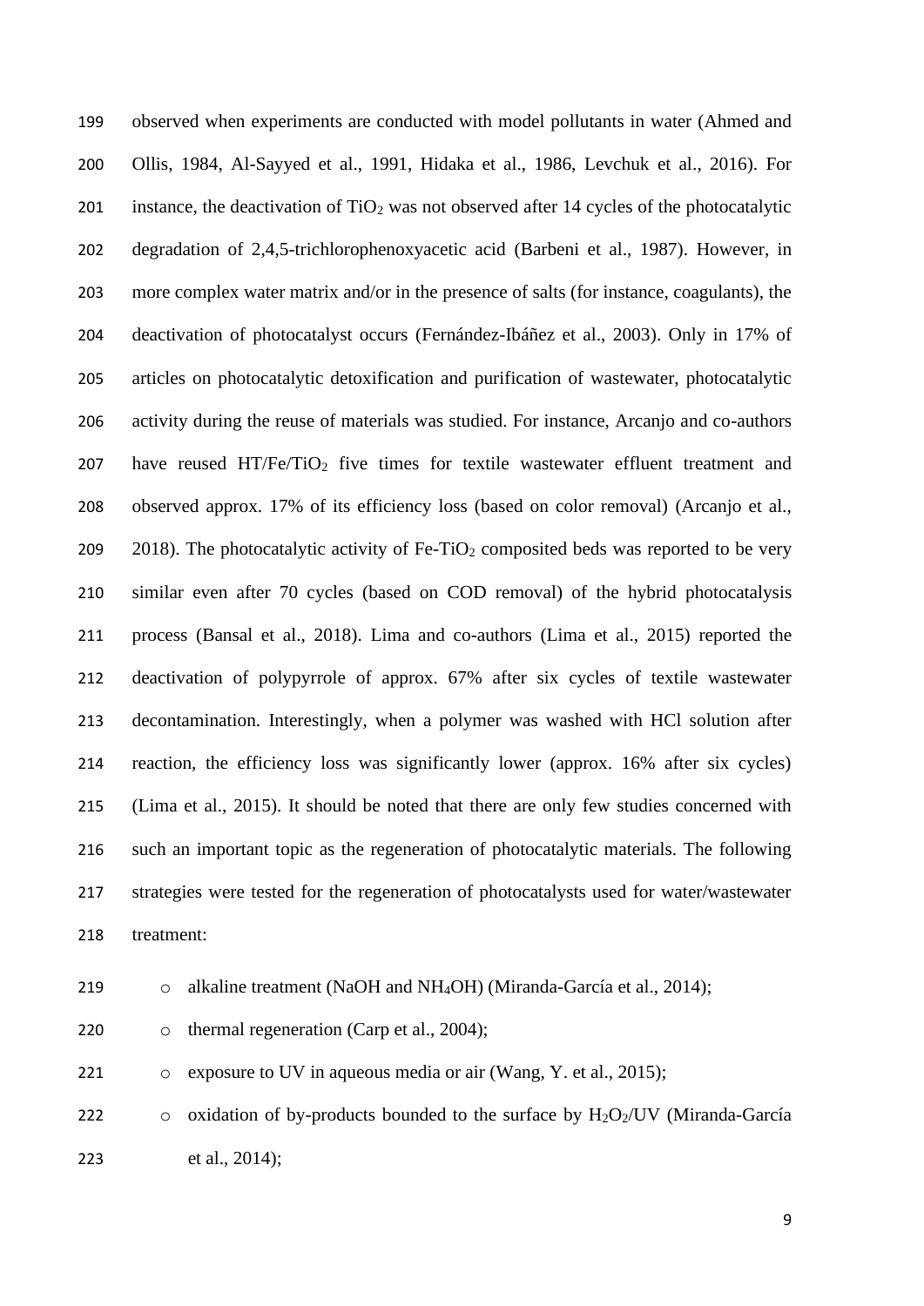observed when experiments are conducted with model pollutants in water (Ahmed and Ollis, 1984, Al-Sayyed et al., 1991, Hidaka et al., 1986, Levchuk et al., 2016). For instance, the deactivation of $TiO_2$ was not observed after 14 cycles of the photocatalytic degradation of 2,4,5-trichlorophenoxyacetic acid (Barbeni et al., 1987). However, in more complex water matrix and/or in the presence of salts (for instance, coagulants), the deactivation of photocatalyst occurs (Fernández-Ibáñez et al., 2003). Only in 17% of articles on photocatalytic detoxification and purification of wastewater, photocatalytic activity during the reuse of materials was studied. For instance, Arcanjo and co-authors have reused HT/Fe/$TiO_2$ five times for textile wastewater effluent treatment and observed approx. 17% of its efficiency loss (based on color removal) (Arcanjo et al., 2018). The photocatalytic activity of Fe-$TiO_2$ composited beds was reported to be very similar even after 70 cycles (based on COD removal) of the hybrid photocatalysis process (Bansal et al., 2018). Lima and co-authors (Lima et al., 2015) reported the deactivation of polypyrrole of approx. 67% after six cycles of textile wastewater decontamination. Interestingly, when a polymer was washed with HCl solution after reaction, the efficiency loss was significantly lower (approx. 16% after six cycles) (Lima et al., 2015). It should be noted that there are only few studies concerned with such an important topic as the regeneration of photocatalytic materials. The following strategies were tested for the regeneration of photocatalysts used for water/wastewater treatment:

- alkaline treatment (NaOH and $NH_4OH$) (Miranda-García et al., 2014);
- thermal regeneration (Carp et al., 2004);
- exposure to UV in aqueous media or air (Wang, Y. et al., 2015);
- oxidation of by-products bounded to the surface by $H_2O_2$/UV (Miranda-García et al., 2014);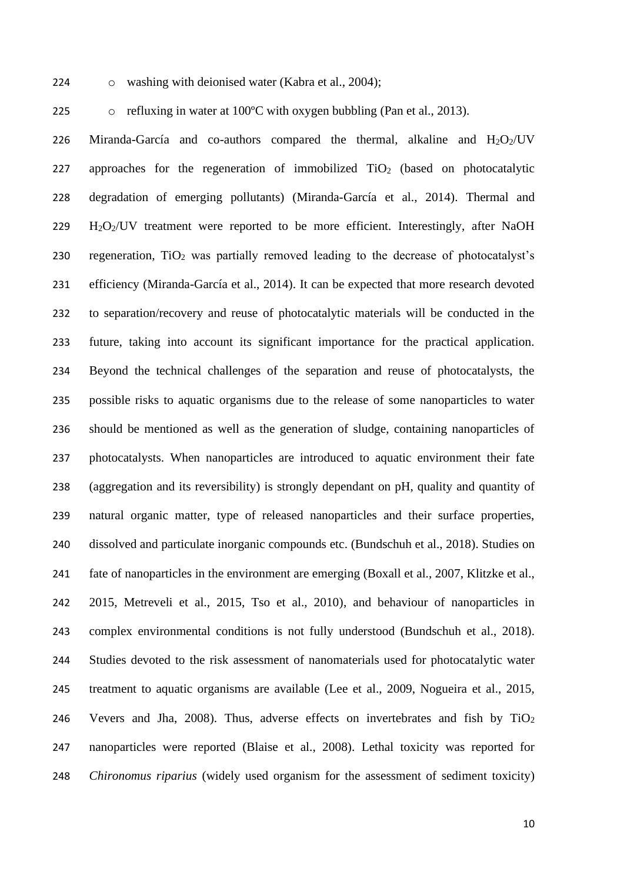- washing with deionised water (Kabra et al., 2004);
- refluxing in water at 100ºC with oxygen bubbling (Pan et al., 2013).

Miranda-García and co-authors compared the thermal, alkaline and $H_2O_2$/UV approaches for the regeneration of immobilized $TiO_2$ (based on photocatalytic degradation of emerging pollutants) (Miranda-García et al., 2014). Thermal and $H_2O_2$/UV treatment were reported to be more efficient. Interestingly, after NaOH regeneration, $TiO_2$ was partially removed leading to the decrease of photocatalyst's efficiency (Miranda-García et al., 2014). It can be expected that more research devoted to separation/recovery and reuse of photocatalytic materials will be conducted in the future, taking into account its significant importance for the practical application. Beyond the technical challenges of the separation and reuse of photocatalysts, the possible risks to aquatic organisms due to the release of some nanoparticles to water should be mentioned as well as the generation of sludge, containing nanoparticles of photocatalysts. When nanoparticles are introduced to aquatic environment their fate (aggregation and its reversibility) is strongly dependant on pH, quality and quantity of natural organic matter, type of released nanoparticles and their surface properties, dissolved and particulate inorganic compounds etc. (Bundschuh et al., 2018). Studies on fate of nanoparticles in the environment are emerging (Boxall et al., 2007, Klitzke et al., 2015, Metreveli et al., 2015, Tso et al., 2010), and behaviour of nanoparticles in complex environmental conditions is not fully understood (Bundschuh et al., 2018). Studies devoted to the risk assessment of nanomaterials used for photocatalytic water treatment to aquatic organisms are available (Lee et al., 2009, Nogueira et al., 2015, Vevers and Jha, 2008). Thus, adverse effects on invertebrates and fish by $TiO_2$ nanoparticles were reported (Blaise et al., 2008). Lethal toxicity was reported for *Chironomus riparius* (widely used organism for the assessment of sediment toxicity)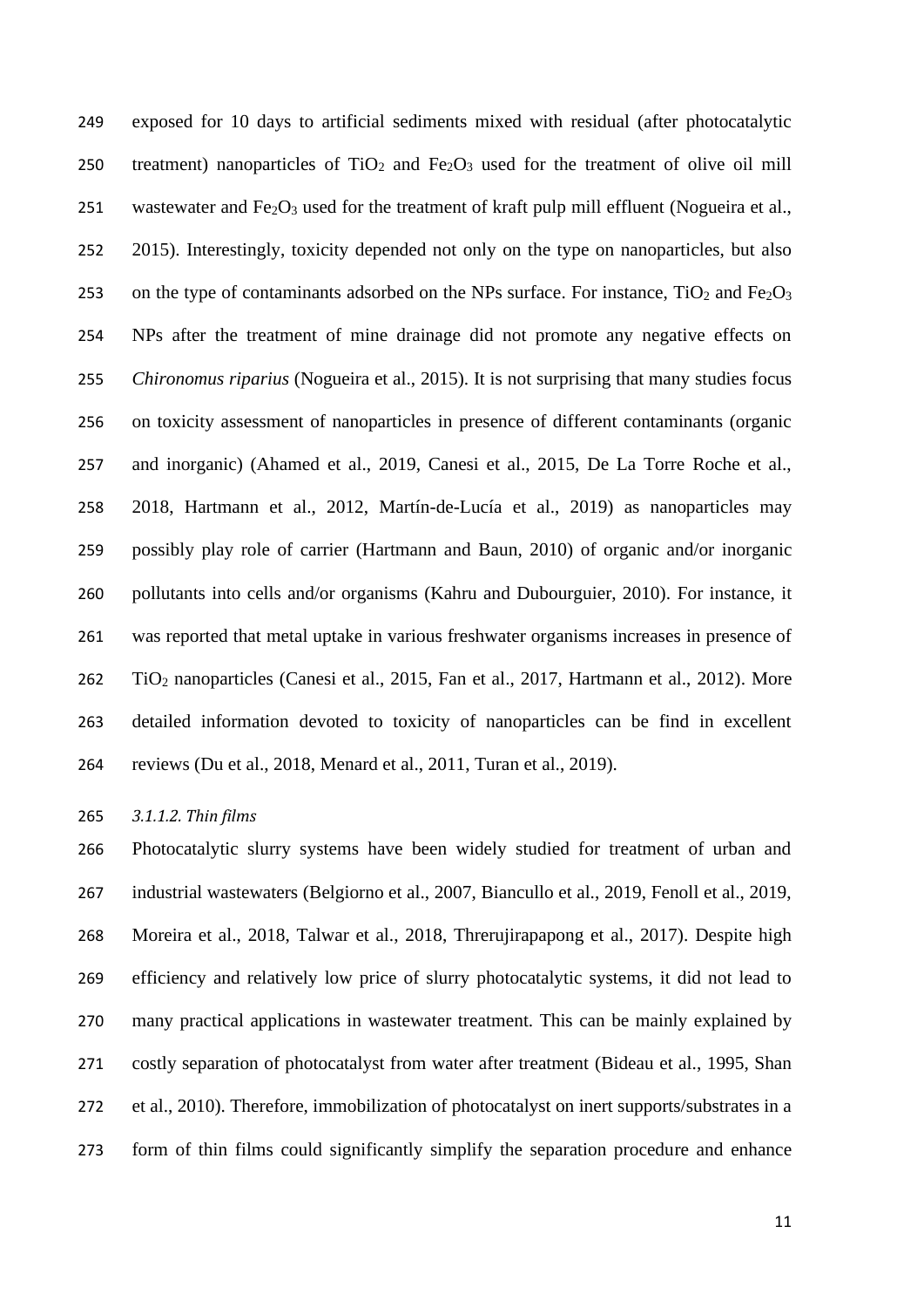exposed for 10 days to artificial sediments mixed with residual (after photocatalytic treatment) nanoparticles of $TiO_2$ and $Fe_2O_3$ used for the treatment of olive oil mill wastewater and $Fe_2O_3$ used for the treatment of kraft pulp mill effluent (Nogueira et al., 2015). Interestingly, toxicity depended not only on the type on nanoparticles, but also on the type of contaminants adsorbed on the NPs surface. For instance, $TiO_2$ and $Fe_2O_3$ NPs after the treatment of mine drainage did not promote any negative effects on *Chironomus riparius* (Nogueira et al., 2015). It is not surprising that many studies focus on toxicity assessment of nanoparticles in presence of different contaminants (organic and inorganic) (Ahamed et al., 2019, Canesi et al., 2015, De La Torre Roche et al., 2018, Hartmann et al., 2012, Martín-de-Lucía et al., 2019) as nanoparticles may possibly play role of carrier (Hartmann and Baun, 2010) of organic and/or inorganic pollutants into cells and/or organisms (Kahru and Dubourguier, 2010). For instance, it was reported that metal uptake in various freshwater organisms increases in presence of $TiO_2$ nanoparticles (Canesi et al., 2015, Fan et al., 2017, Hartmann et al., 2012). More detailed information devoted to toxicity of nanoparticles can be find in excellent reviews (Du et al., 2018, Menard et al., 2011, Turan et al., 2019).

#### *3.1.1.2. Thin films*

Photocatalytic slurry systems have been widely studied for treatment of urban and industrial wastewaters (Belgiorno et al., 2007, Biancullo et al., 2019, Fenoll et al., 2019, Moreira et al., 2018, Talwar et al., 2018, Threrujirapapong et al., 2017). Despite high efficiency and relatively low price of slurry photocatalytic systems, it did not lead to many practical applications in wastewater treatment. This can be mainly explained by costly separation of photocatalyst from water after treatment (Bideau et al., 1995, Shan et al., 2010). Therefore, immobilization of photocatalyst on inert supports/substrates in a form of thin films could significantly simplify the separation procedure and enhance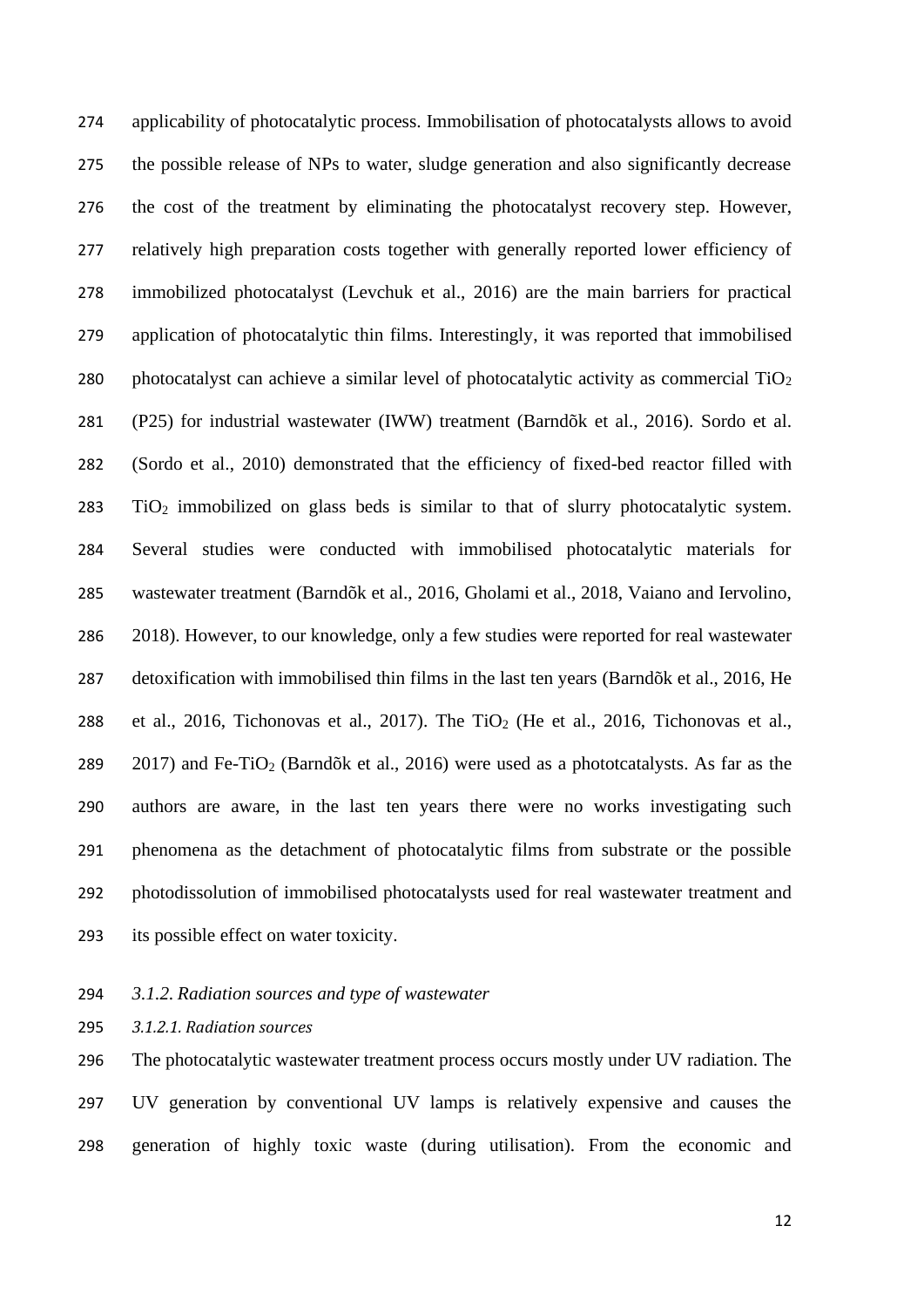applicability of photocatalytic process. Immobilisation of photocatalysts allows to avoid the possible release of NPs to water, sludge generation and also significantly decrease the cost of the treatment by eliminating the photocatalyst recovery step. However, relatively high preparation costs together with generally reported lower efficiency of immobilized photocatalyst (Levchuk et al., 2016) are the main barriers for practical application of photocatalytic thin films. Interestingly, it was reported that immobilised photocatalyst can achieve a similar level of photocatalytic activity as commercial $TiO_2$ (P25) for industrial wastewater (IWW) treatment (Barndõk et al., 2016). Sordo et al. (Sordo et al., 2010) demonstrated that the efficiency of fixed-bed reactor filled with $TiO_2$ immobilized on glass beds is similar to that of slurry photocatalytic system. Several studies were conducted with immobilised photocatalytic materials for wastewater treatment (Barndõk et al., 2016, Gholami et al., 2018, Vaiano and Iervolino, 2018). However, to our knowledge, only a few studies were reported for real wastewater detoxification with immobilised thin films in the last ten years (Barndõk et al., 2016, He et al., 2016, Tichonovas et al., 2017). The $TiO_2$ (He et al., 2016, Tichonovas et al., 2017) and Fe-$TiO_2$ (Barndõk et al., 2016) were used as a phototcatalysts. As far as the authors are aware, in the last ten years there were no works investigating such phenomena as the detachment of photocatalytic films from substrate or the possible photodissolution of immobilised photocatalysts used for real wastewater treatment and its possible effect on water toxicity.

### *3.1.2. Radiation sources and type of wastewater*

#### *3.1.2.1. Radiation sources*

The photocatalytic wastewater treatment process occurs mostly under UV radiation. The UV generation by conventional UV lamps is relatively expensive and causes the generation of highly toxic waste (during utilisation). From the economic and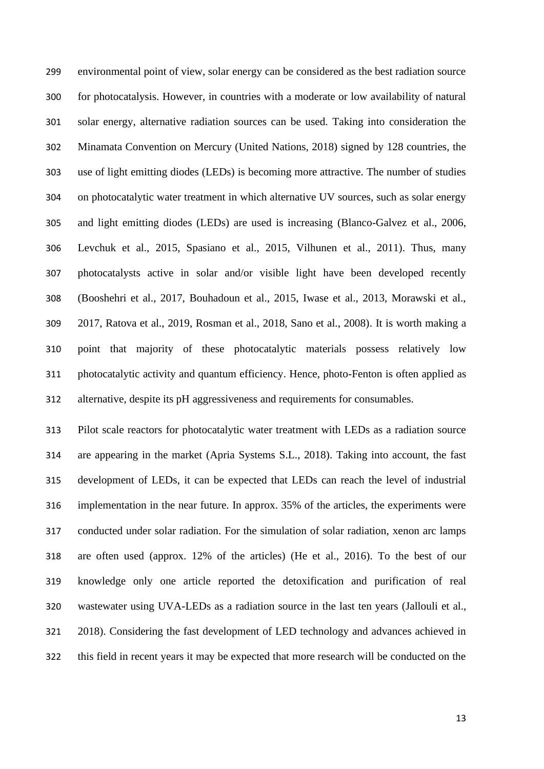environmental point of view, solar energy can be considered as the best radiation source for photocatalysis. However, in countries with a moderate or low availability of natural solar energy, alternative radiation sources can be used. Taking into consideration the Minamata Convention on Mercury (United Nations, 2018) signed by 128 countries, the use of light emitting diodes (LEDs) is becoming more attractive. The number of studies on photocatalytic water treatment in which alternative UV sources, such as solar energy and light emitting diodes (LEDs) are used is increasing (Blanco-Galvez et al., 2006, Levchuk et al., 2015, Spasiano et al., 2015, Vilhunen et al., 2011). Thus, many photocatalysts active in solar and/or visible light have been developed recently (Booshehri et al., 2017, Bouhadoun et al., 2015, Iwase et al., 2013, Morawski et al., 2017, Ratova et al., 2019, Rosman et al., 2018, Sano et al., 2008). It is worth making a point that majority of these photocatalytic materials possess relatively low photocatalytic activity and quantum efficiency. Hence, photo-Fenton is often applied as alternative, despite its pH aggressiveness and requirements for consumables.

Pilot scale reactors for photocatalytic water treatment with LEDs as a radiation source are appearing in the market (Apria Systems S.L., 2018). Taking into account, the fast development of LEDs, it can be expected that LEDs can reach the level of industrial implementation in the near future. In approx. 35% of the articles, the experiments were conducted under solar radiation. For the simulation of solar radiation, xenon arc lamps are often used (approx. 12% of the articles) (He et al., 2016). To the best of our knowledge only one article reported the detoxification and purification of real wastewater using UVA-LEDs as a radiation source in the last ten years (Jallouli et al., 2018). Considering the fast development of LED technology and advances achieved in this field in recent years it may be expected that more research will be conducted on the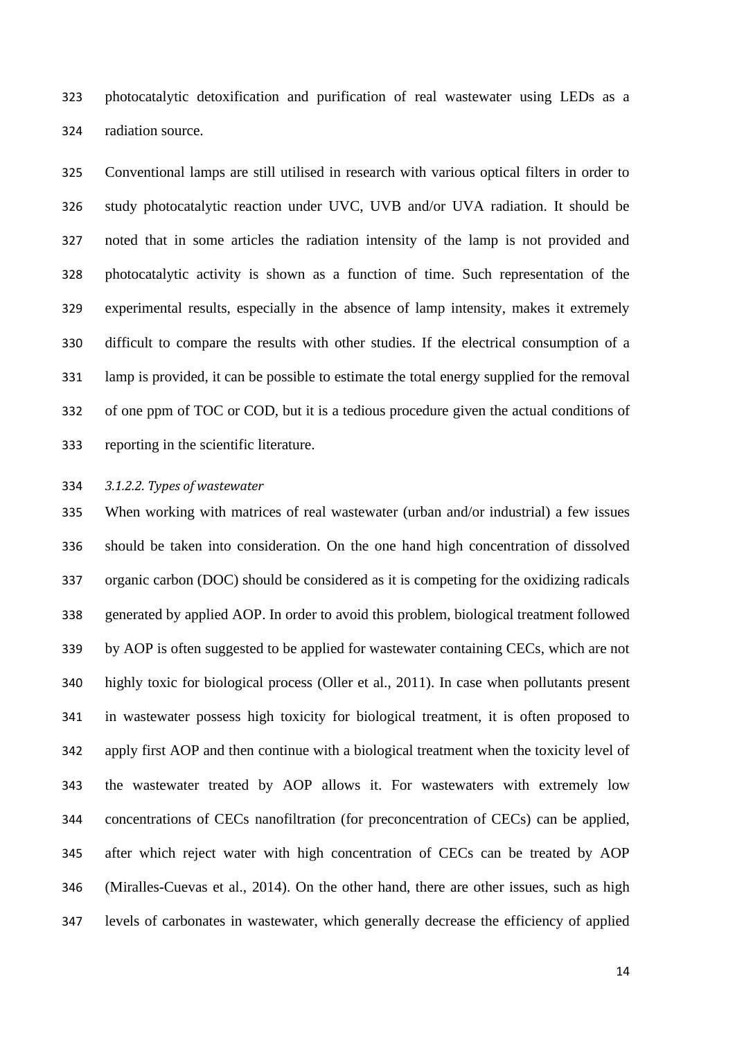photocatalytic detoxification and purification of real wastewater using LEDs as a radiation source.

Conventional lamps are still utilised in research with various optical filters in order to study photocatalytic reaction under UVC, UVB and/or UVA radiation. It should be noted that in some articles the radiation intensity of the lamp is not provided and photocatalytic activity is shown as a function of time. Such representation of the experimental results, especially in the absence of lamp intensity, makes it extremely difficult to compare the results with other studies. If the electrical consumption of a lamp is provided, it can be possible to estimate the total energy supplied for the removal of one ppm of TOC or COD, but it is a tedious procedure given the actual conditions of reporting in the scientific literature.

#### *3.1.2.2. Types of wastewater*

When working with matrices of real wastewater (urban and/or industrial) a few issues should be taken into consideration. On the one hand high concentration of dissolved organic carbon (DOC) should be considered as it is competing for the oxidizing radicals generated by applied AOP. In order to avoid this problem, biological treatment followed by AOP is often suggested to be applied for wastewater containing CECs, which are not highly toxic for biological process (Oller et al., 2011). In case when pollutants present in wastewater possess high toxicity for biological treatment, it is often proposed to apply first AOP and then continue with a biological treatment when the toxicity level of the wastewater treated by AOP allows it. For wastewaters with extremely low concentrations of CECs nanofiltration (for preconcentration of CECs) can be applied, after which reject water with high concentration of CECs can be treated by AOP (Miralles-Cuevas et al., 2014). On the other hand, there are other issues, such as high levels of carbonates in wastewater, which generally decrease the efficiency of applied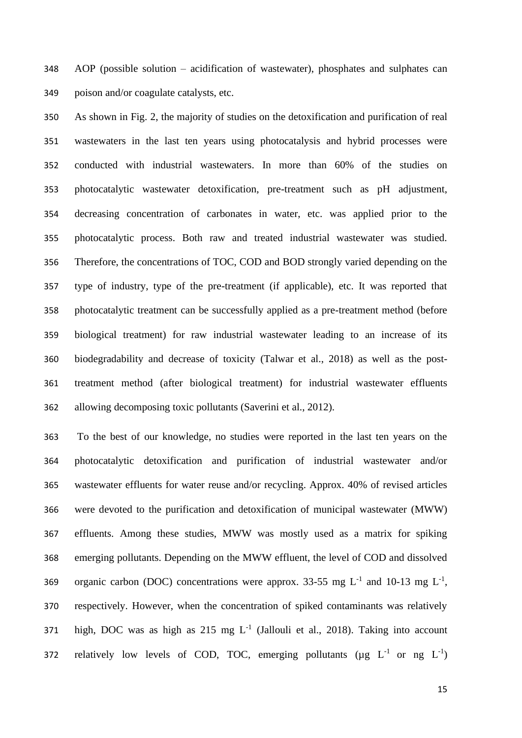AOP (possible solution – acidification of wastewater), phosphates and sulphates can poison and/or coagulate catalysts, etc.

As shown in Fig. 2, the majority of studies on the detoxification and purification of real wastewaters in the last ten years using photocatalysis and hybrid processes were conducted with industrial wastewaters. In more than 60% of the studies on photocatalytic wastewater detoxification, pre-treatment such as pH adjustment, decreasing concentration of carbonates in water, etc. was applied prior to the photocatalytic process. Both raw and treated industrial wastewater was studied. Therefore, the concentrations of TOC, COD and BOD strongly varied depending on the type of industry, type of the pre-treatment (if applicable), etc. It was reported that photocatalytic treatment can be successfully applied as a pre-treatment method (before biological treatment) for raw industrial wastewater leading to an increase of its biodegradability and decrease of toxicity (Talwar et al., 2018) as well as the post-treatment method (after biological treatment) for industrial wastewater effluents allowing decomposing toxic pollutants (Saverini et al., 2012).

To the best of our knowledge, no studies were reported in the last ten years on the photocatalytic detoxification and purification of industrial wastewater and/or wastewater effluents for water reuse and/or recycling. Approx. 40% of revised articles were devoted to the purification and detoxification of municipal wastewater (MWW) effluents. Among these studies, MWW was mostly used as a matrix for spiking emerging pollutants. Depending on the MWW effluent, the level of COD and dissolved organic carbon (DOC) concentrations were approx. 33-55 mg $L^{-1}$ and 10-13 mg $L^{-1}$, respectively. However, when the concentration of spiked contaminants was relatively high, DOC was as high as 215 mg $L^{-1}$ (Jallouli et al., 2018). Taking into account relatively low levels of COD, TOC, emerging pollutants (µg $L^{-1}$ or ng $L^{-1}$)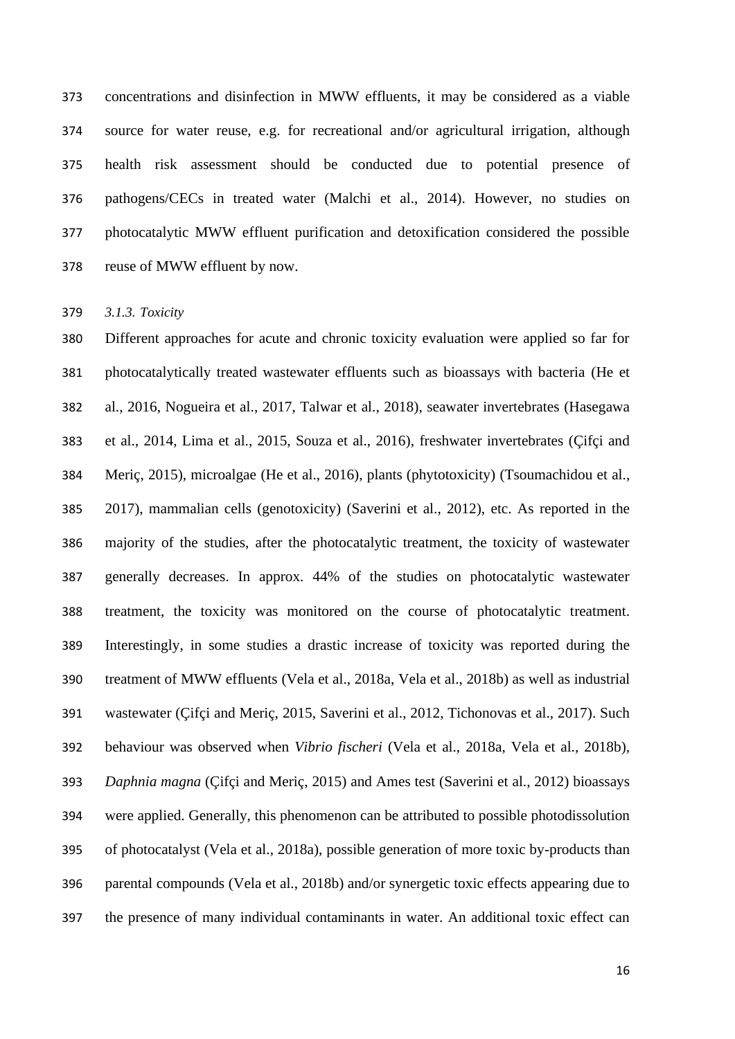concentrations and disinfection in MWW effluents, it may be considered as a viable source for water reuse, e.g. for recreational and/or agricultural irrigation, although health risk assessment should be conducted due to potential presence of pathogens/CECs in treated water (Malchi et al., 2014). However, no studies on photocatalytic MWW effluent purification and detoxification considered the possible reuse of MWW effluent by now.

### *3.1.3. Toxicity*

Different approaches for acute and chronic toxicity evaluation were applied so far for photocatalytically treated wastewater effluents such as bioassays with bacteria (He et al., 2016, Nogueira et al., 2017, Talwar et al., 2018), seawater invertebrates (Hasegawa et al., 2014, Lima et al., 2015, Souza et al., 2016), freshwater invertebrates (Çifçi and Meriç, 2015), microalgae (He et al., 2016), plants (phytotoxicity) (Tsoumachidou et al., 2017), mammalian cells (genotoxicity) (Saverini et al., 2012), etc. As reported in the majority of the studies, after the photocatalytic treatment, the toxicity of wastewater generally decreases. In approx. 44% of the studies on photocatalytic wastewater treatment, the toxicity was monitored on the course of photocatalytic treatment. Interestingly, in some studies a drastic increase of toxicity was reported during the treatment of MWW effluents (Vela et al., 2018a, Vela et al., 2018b) as well as industrial wastewater (Çifçi and Meriç, 2015, Saverini et al., 2012, Tichonovas et al., 2017). Such behaviour was observed when *Vibrio fischeri* (Vela et al., 2018a, Vela et al., 2018b), *Daphnia magna* (Çifçi and Meriç, 2015) and Ames test (Saverini et al., 2012) bioassays were applied. Generally, this phenomenon can be attributed to possible photodissolution of photocatalyst (Vela et al., 2018a), possible generation of more toxic by-products than parental compounds (Vela et al., 2018b) and/or synergetic toxic effects appearing due to the presence of many individual contaminants in water. An additional toxic effect can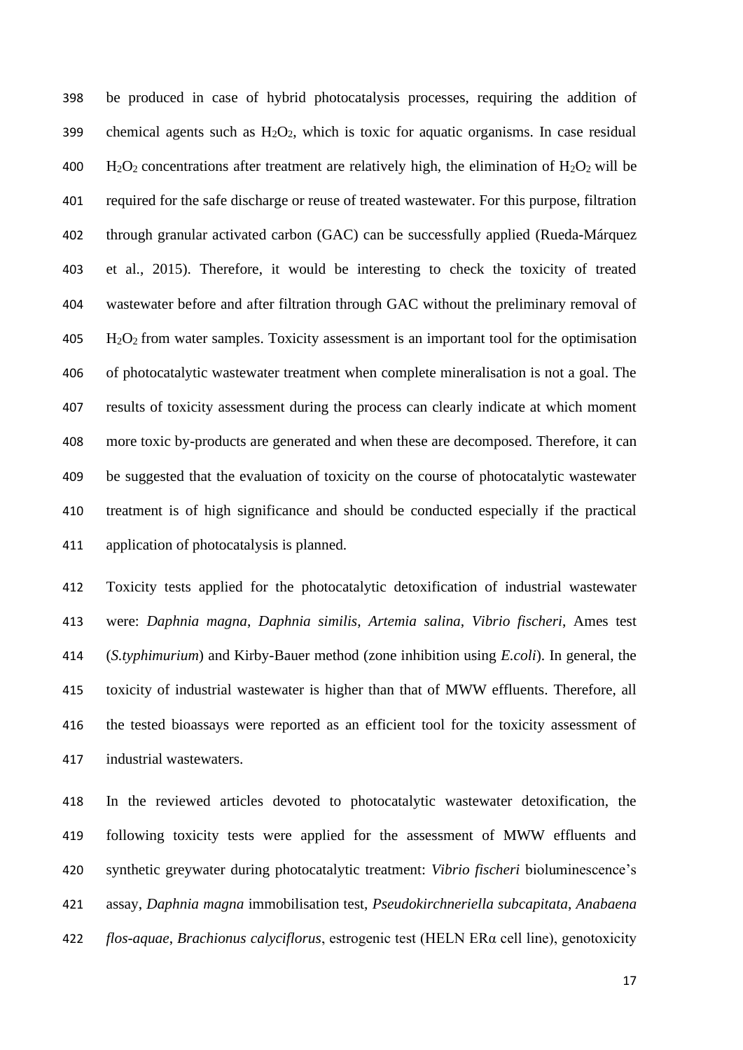be produced in case of hybrid photocatalysis processes, requiring the addition of chemical agents such as $H_2O_2$, which is toxic for aquatic organisms. In case residual $H_2O_2$ concentrations after treatment are relatively high, the elimination of $H_2O_2$ will be required for the safe discharge or reuse of treated wastewater. For this purpose, filtration through granular activated carbon (GAC) can be successfully applied (Rueda-Márquez et al., 2015). Therefore, it would be interesting to check the toxicity of treated wastewater before and after filtration through GAC without the preliminary removal of $H_2O_2$ from water samples. Toxicity assessment is an important tool for the optimisation of photocatalytic wastewater treatment when complete mineralisation is not a goal. The results of toxicity assessment during the process can clearly indicate at which moment more toxic by-products are generated and when these are decomposed. Therefore, it can be suggested that the evaluation of toxicity on the course of photocatalytic wastewater treatment is of high significance and should be conducted especially if the practical application of photocatalysis is planned.

Toxicity tests applied for the photocatalytic detoxification of industrial wastewater were: *Daphnia magna*, *Daphnia similis*, *Artemia salina*, *Vibrio fischeri*, Ames test (*S.typhimurium*) and Kirby-Bauer method (zone inhibition using *E.coli*). In general, the toxicity of industrial wastewater is higher than that of MWW effluents. Therefore, all the tested bioassays were reported as an efficient tool for the toxicity assessment of industrial wastewaters.

In the reviewed articles devoted to photocatalytic wastewater detoxification, the following toxicity tests were applied for the assessment of MWW effluents and synthetic greywater during photocatalytic treatment: *Vibrio fischeri* bioluminescence's assay, *Daphnia magna* immobilisation test, *Pseudokirchneriella subcapitata*, *Anabaena flos-aquae*, *Brachionus calyciflorus*, estrogenic test (HELN ERα cell line), genotoxicity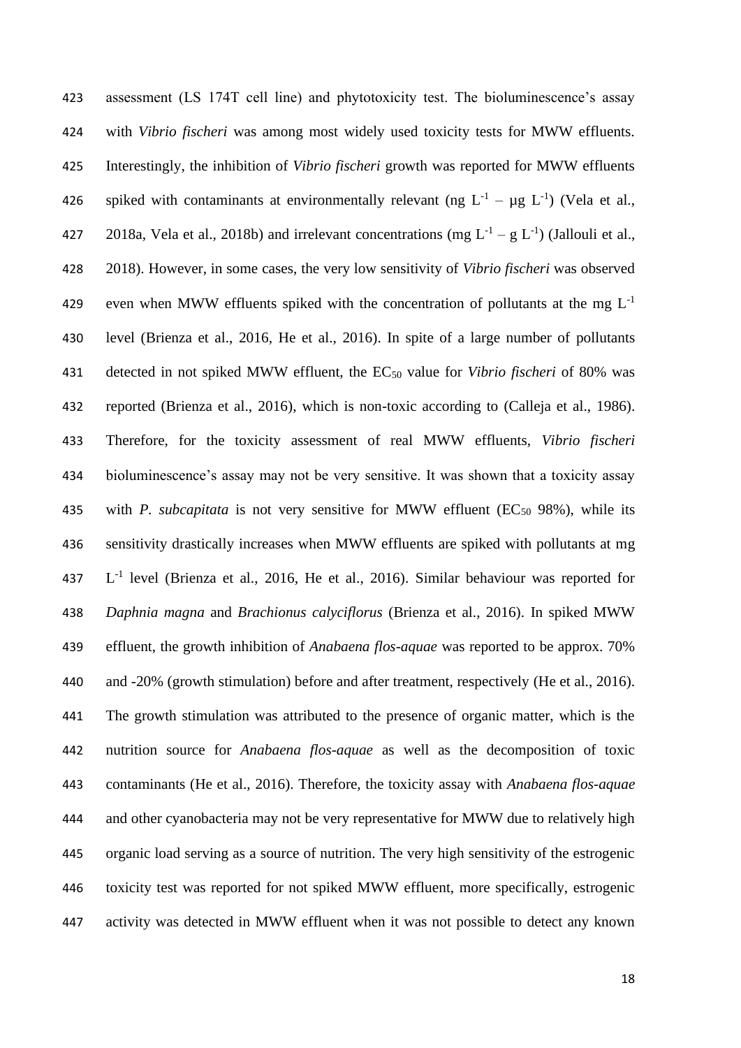assessment (LS 174T cell line) and phytotoxicity test. The bioluminescence's assay with *Vibrio fischeri* was among most widely used toxicity tests for MWW effluents. Interestingly, the inhibition of *Vibrio fischeri* growth was reported for MWW effluents spiked with contaminants at environmentally relevant (ng $L^{-1}$ – μg $L^{-1}$) (Vela et al., 2018a, Vela et al., 2018b) and irrelevant concentrations (mg $L^{-1}$ – g $L^{-1}$) (Jallouli et al., 2018). However, in some cases, the very low sensitivity of *Vibrio fischeri* was observed even when MWW effluents spiked with the concentration of pollutants at the mg $L^{-1}$ level (Brienza et al., 2016, He et al., 2016). In spite of a large number of pollutants detected in not spiked MWW effluent, the $EC_{50}$ value for *Vibrio fischeri* of 80% was reported (Brienza et al., 2016), which is non-toxic according to (Calleja et al., 1986). Therefore, for the toxicity assessment of real MWW effluents, *Vibrio fischeri* bioluminescence's assay may not be very sensitive. It was shown that a toxicity assay with *P. subcapitata* is not very sensitive for MWW effluent ($EC_{50}$ 98%), while its sensitivity drastically increases when MWW effluents are spiked with pollutants at mg $L^{-1}$ level (Brienza et al., 2016, He et al., 2016). Similar behaviour was reported for *Daphnia magna* and *Brachionus calyciflorus* (Brienza et al., 2016). In spiked MWW effluent, the growth inhibition of *Anabaena flos-aquae* was reported to be approx. 70% and -20% (growth stimulation) before and after treatment, respectively (He et al., 2016). The growth stimulation was attributed to the presence of organic matter, which is the nutrition source for *Anabaena flos-aquae* as well as the decomposition of toxic contaminants (He et al., 2016). Therefore, the toxicity assay with *Anabaena flos-aquae* and other cyanobacteria may not be very representative for MWW due to relatively high organic load serving as a source of nutrition. The very high sensitivity of the estrogenic toxicity test was reported for not spiked MWW effluent, more specifically, estrogenic activity was detected in MWW effluent when it was not possible to detect any known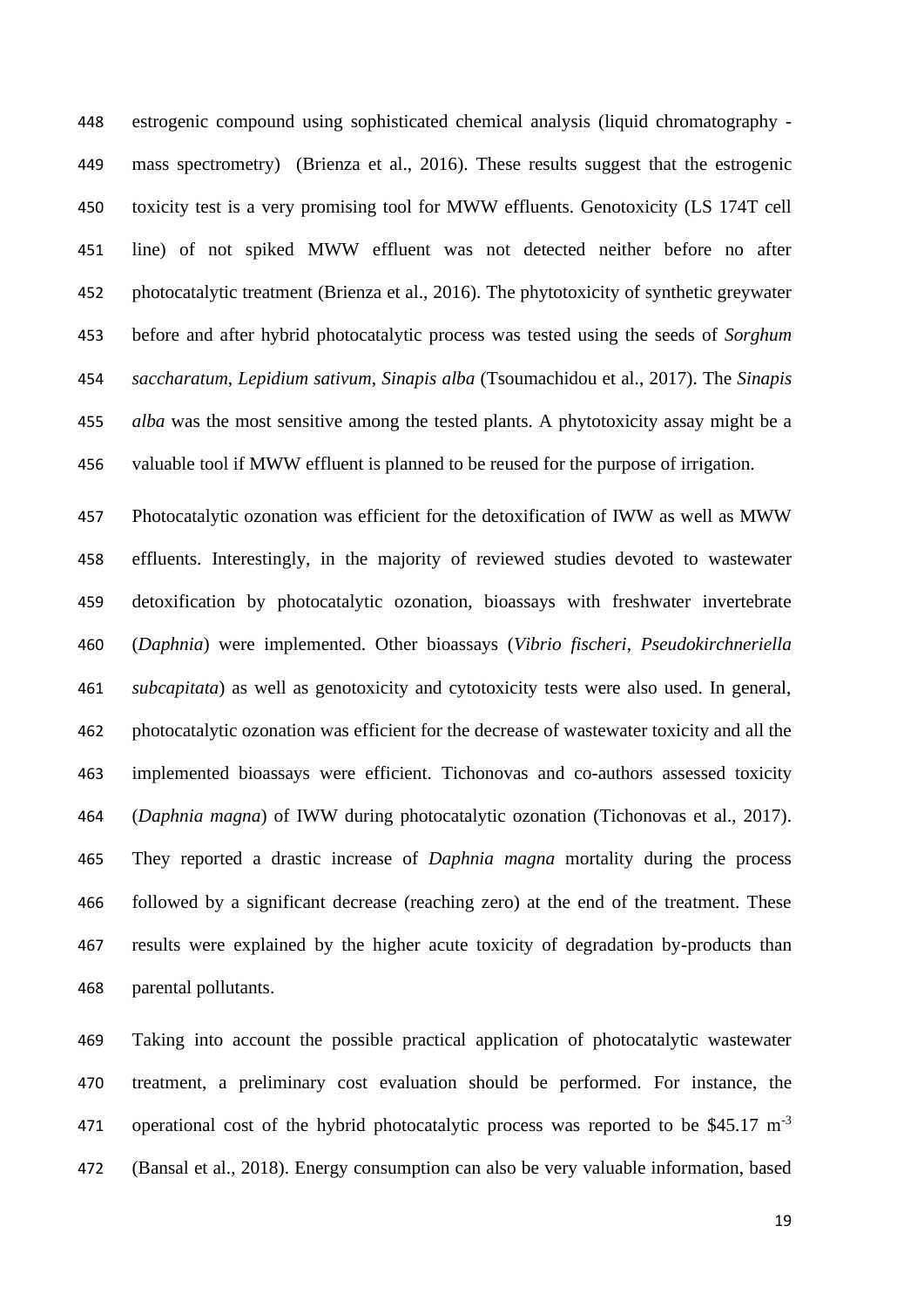estrogenic compound using sophisticated chemical analysis (liquid chromatography - mass spectrometry) (Brienza et al., 2016). These results suggest that the estrogenic toxicity test is a very promising tool for MWW effluents. Genotoxicity (LS 174T cell line) of not spiked MWW effluent was not detected neither before no after photocatalytic treatment (Brienza et al., 2016). The phytotoxicity of synthetic greywater before and after hybrid photocatalytic process was tested using the seeds of *Sorghum saccharatum*, *Lepidium sativum*, *Sinapis alba* (Tsoumachidou et al., 2017). The *Sinapis alba* was the most sensitive among the tested plants. A phytotoxicity assay might be a valuable tool if MWW effluent is planned to be reused for the purpose of irrigation.

Photocatalytic ozonation was efficient for the detoxification of IWW as well as MWW effluents. Interestingly, in the majority of reviewed studies devoted to wastewater detoxification by photocatalytic ozonation, bioassays with freshwater invertebrate (*Daphnia*) were implemented. Other bioassays (*Vibrio fischeri*, *Pseudokirchneriella subcapitata*) as well as genotoxicity and cytotoxicity tests were also used. In general, photocatalytic ozonation was efficient for the decrease of wastewater toxicity and all the implemented bioassays were efficient. Tichonovas and co-authors assessed toxicity (*Daphnia magna*) of IWW during photocatalytic ozonation (Tichonovas et al., 2017). They reported a drastic increase of *Daphnia magna* mortality during the process followed by a significant decrease (reaching zero) at the end of the treatment. These results were explained by the higher acute toxicity of degradation by-products than parental pollutants.

Taking into account the possible practical application of photocatalytic wastewater treatment, a preliminary cost evaluation should be performed. For instance, the operational cost of the hybrid photocatalytic process was reported to be \$45.17 $m^{-3}$ (Bansal et al., 2018). Energy consumption can also be very valuable information, based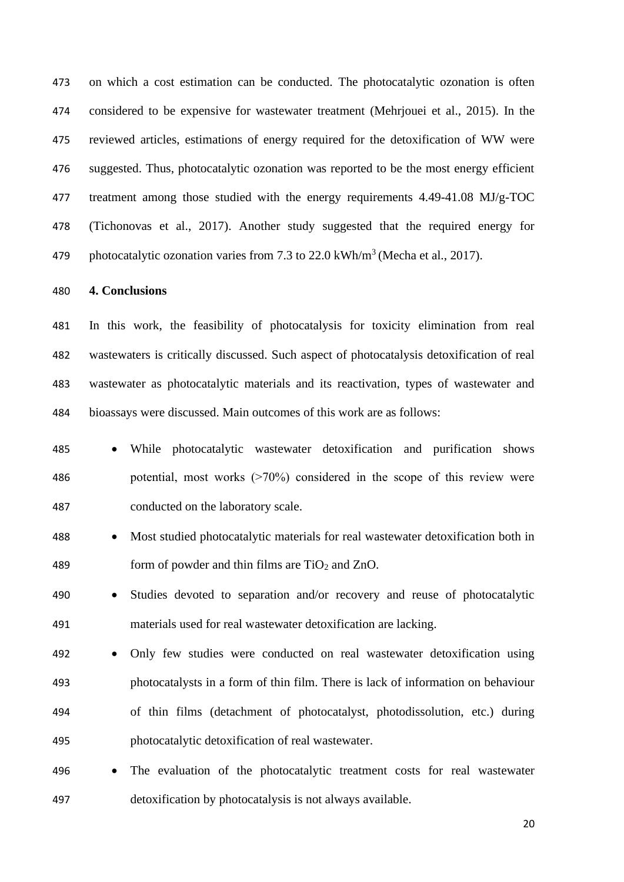on which a cost estimation can be conducted. The photocatalytic ozonation is often considered to be expensive for wastewater treatment (Mehrjouei et al., 2015). In the reviewed articles, estimations of energy required for the detoxification of WW were suggested. Thus, photocatalytic ozonation was reported to be the most energy efficient treatment among those studied with the energy requirements 4.49-41.08 MJ/g-TOC (Tichonovas et al., 2017). Another study suggested that the required energy for photocatalytic ozonation varies from 7.3 to 22.0 kWh/$m^3$ (Mecha et al., 2017).

## 4. Conclusions

In this work, the feasibility of photocatalysis for toxicity elimination from real wastewaters is critically discussed. Such aspect of photocatalysis detoxification of real wastewater as photocatalytic materials and its reactivation, types of wastewater and bioassays were discussed. Main outcomes of this work are as follows:

- While photocatalytic wastewater detoxification and purification shows potential, most works (>70%) considered in the scope of this review were conducted on the laboratory scale.
- Most studied photocatalytic materials for real wastewater detoxification both in form of powder and thin films are $TiO_2$ and ZnO.
- Studies devoted to separation and/or recovery and reuse of photocatalytic materials used for real wastewater detoxification are lacking.
- Only few studies were conducted on real wastewater detoxification using photocatalysts in a form of thin film. There is lack of information on behaviour of thin films (detachment of photocatalyst, photodissolution, etc.) during photocatalytic detoxification of real wastewater.
- The evaluation of the photocatalytic treatment costs for real wastewater detoxification by photocatalysis is not always available.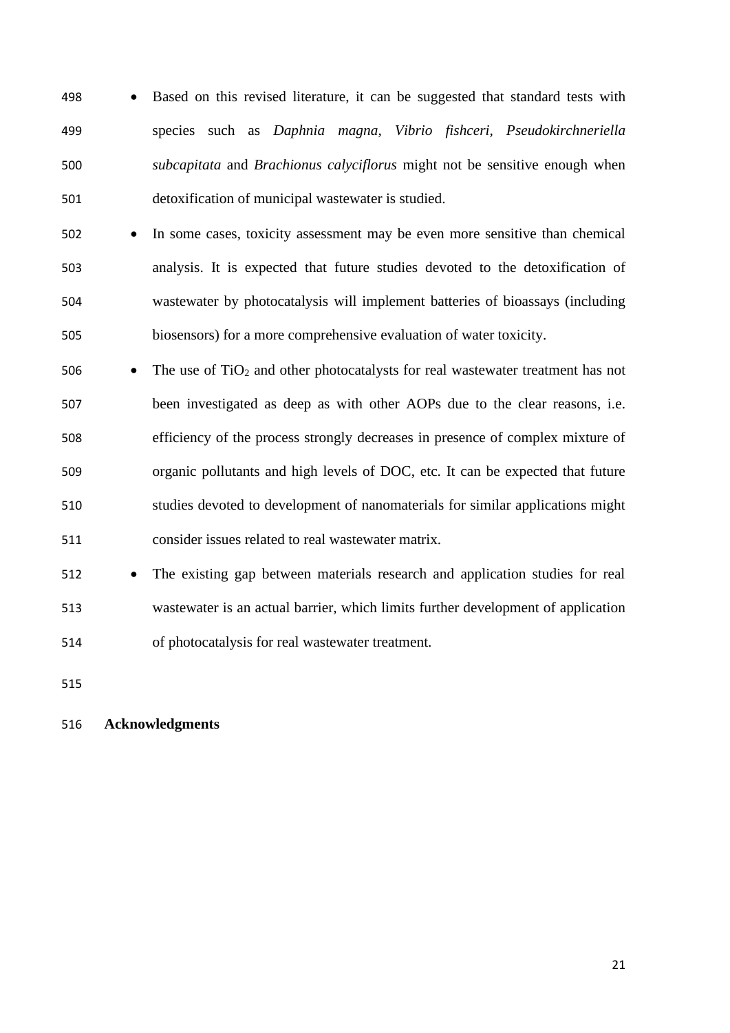- Based on this revised literature, it can be suggested that standard tests with species such as *Daphnia magna*, *Vibrio fishceri*, *Pseudokirchneriella subcapitata* and *Brachionus calyciflorus* might not be sensitive enough when detoxification of municipal wastewater is studied.
- In some cases, toxicity assessment may be even more sensitive than chemical analysis. It is expected that future studies devoted to the detoxification of wastewater by photocatalysis will implement batteries of bioassays (including biosensors) for a more comprehensive evaluation of water toxicity.
- The use of $TiO_2$ and other photocatalysts for real wastewater treatment has not been investigated as deep as with other AOPs due to the clear reasons, i.e. efficiency of the process strongly decreases in presence of complex mixture of organic pollutants and high levels of DOC, etc. It can be expected that future studies devoted to development of nanomaterials for similar applications might consider issues related to real wastewater matrix.
- The existing gap between materials research and application studies for real wastewater is an actual barrier, which limits further development of application of photocatalysis for real wastewater treatment.

**Acknowledgments**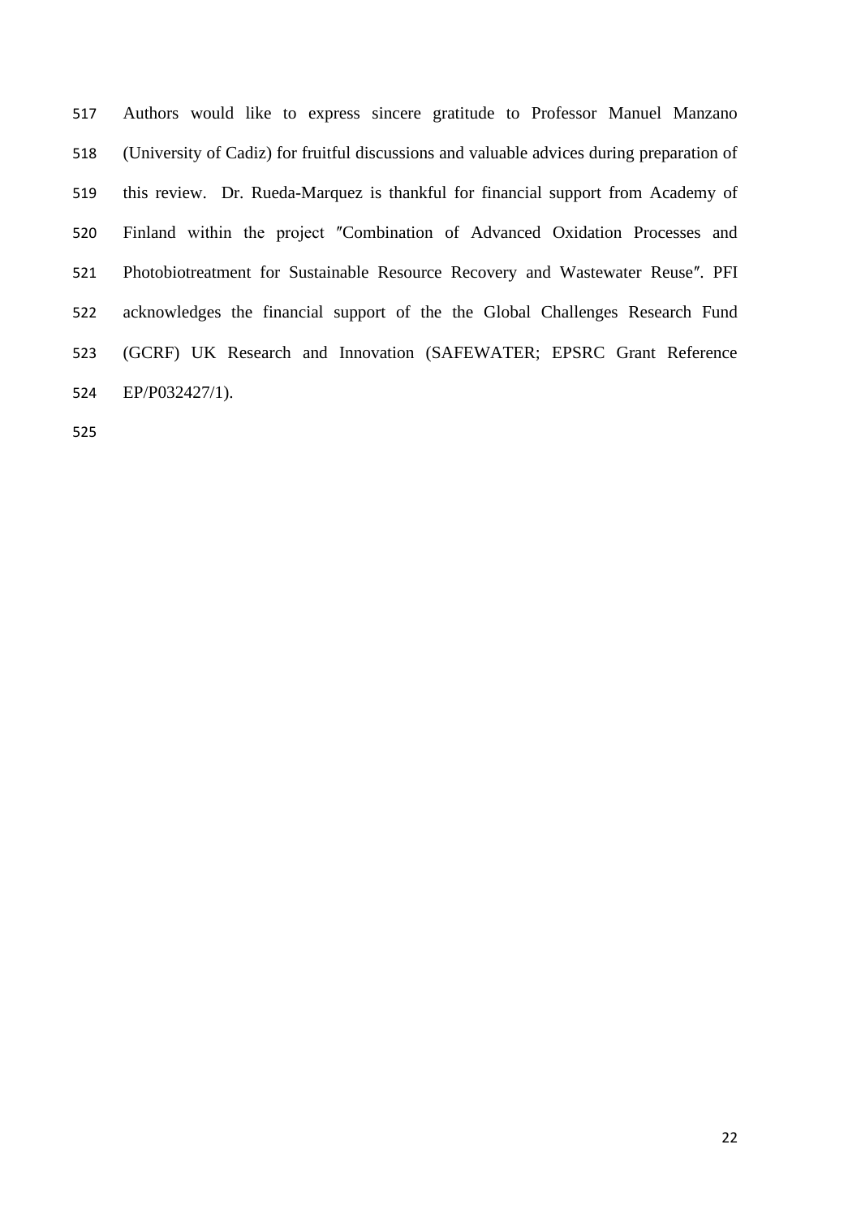Authors would like to express sincere gratitude to Professor Manuel Manzano (University of Cadiz) for fruitful discussions and valuable advices during preparation of this review. Dr. Rueda-Marquez is thankful for financial support from Academy of Finland within the project ″Combination of Advanced Oxidation Processes and Photobiotreatment for Sustainable Resource Recovery and Wastewater Reuse″. PFI acknowledges the financial support of the the Global Challenges Research Fund (GCRF) UK Research and Innovation (SAFEWATER; EPSRC Grant Reference EP/P032427/1).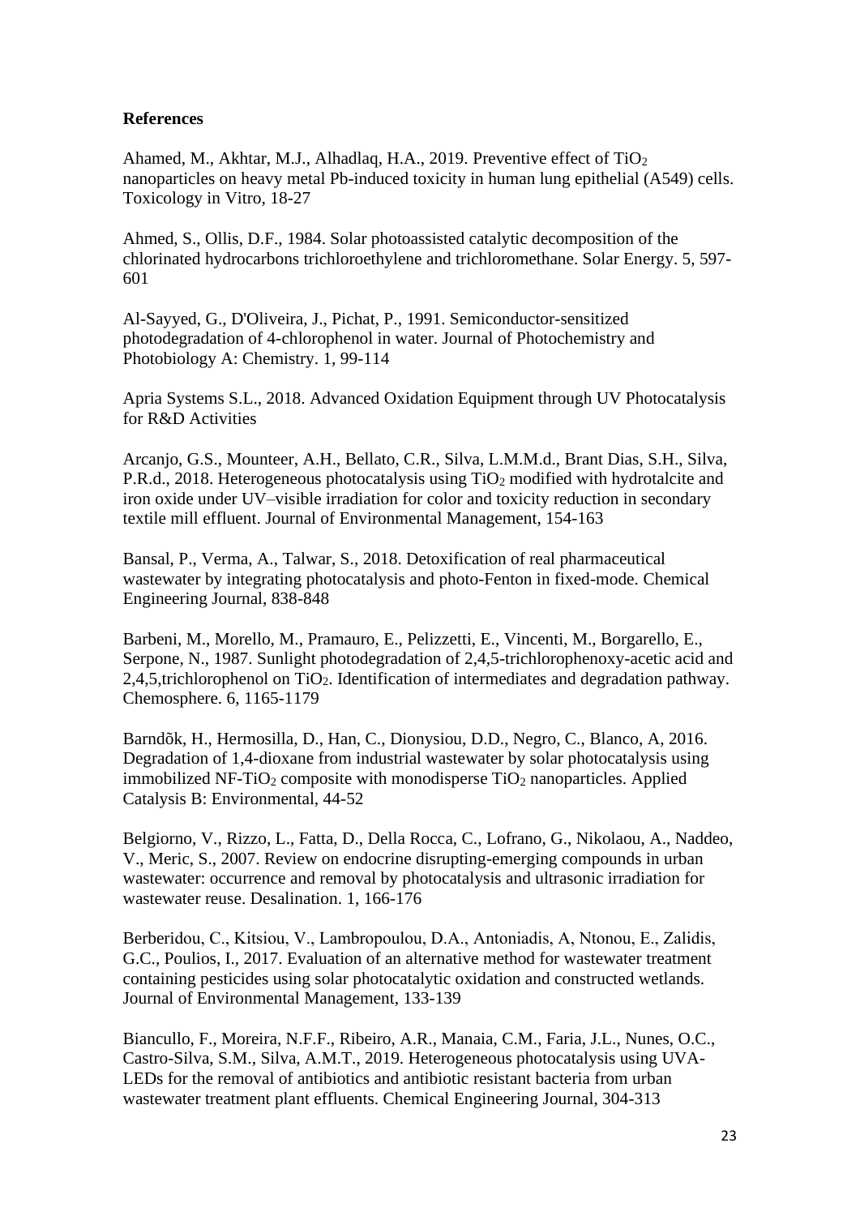**References**

Ahamed, M., Akhtar, M.J., Alhadlaq, H.A., 2019. Preventive effect of $TiO_2$ nanoparticles on heavy metal Pb-induced toxicity in human lung epithelial (A549) cells. Toxicology in Vitro, 18-27

Ahmed, S., Ollis, D.F., 1984. Solar photoassisted catalytic decomposition of the chlorinated hydrocarbons trichloroethylene and trichloromethane. Solar Energy. 5, 597-601

Al-Sayyed, G., D'Oliveira, J., Pichat, P., 1991. Semiconductor-sensitized photodegradation of 4-chlorophenol in water. Journal of Photochemistry and Photobiology A: Chemistry. 1, 99-114

Apria Systems S.L., 2018. Advanced Oxidation Equipment through UV Photocatalysis for R&D Activities

Arcanjo, G.S., Mounteer, A.H., Bellato, C.R., Silva, L.M.M.d., Brant Dias, S.H., Silva, P.R.d., 2018. Heterogeneous photocatalysis using $TiO_2$ modified with hydrotalcite and iron oxide under UV–visible irradiation for color and toxicity reduction in secondary textile mill effluent. Journal of Environmental Management, 154-163

Bansal, P., Verma, A., Talwar, S., 2018. Detoxification of real pharmaceutical wastewater by integrating photocatalysis and photo-Fenton in fixed-mode. Chemical Engineering Journal, 838-848

Barbeni, M., Morello, M., Pramauro, E., Pelizzetti, E., Vincenti, M., Borgarello, E., Serpone, N., 1987. Sunlight photodegradation of 2,4,5-trichlorophenoxy-acetic acid and 2,4,5,trichlorophenol on $TiO_2$. Identification of intermediates and degradation pathway. Chemosphere. 6, 1165-1179

Barndõk, H., Hermosilla, D., Han, C., Dionysiou, D.D., Negro, C., Blanco, A, 2016. Degradation of 1,4-dioxane from industrial wastewater by solar photocatalysis using immobilized NF-$TiO_2$ composite with monodisperse $TiO_2$ nanoparticles. Applied Catalysis B: Environmental, 44-52

Belgiorno, V., Rizzo, L., Fatta, D., Della Rocca, C., Lofrano, G., Nikolaou, A., Naddeo, V., Meric, S., 2007. Review on endocrine disrupting-emerging compounds in urban wastewater: occurrence and removal by photocatalysis and ultrasonic irradiation for wastewater reuse. Desalination. 1, 166-176

Berberidou, C., Kitsiou, V., Lambropoulou, D.A., Antoniadis, A, Ntonou, E., Zalidis, G.C., Poulios, I., 2017. Evaluation of an alternative method for wastewater treatment containing pesticides using solar photocatalytic oxidation and constructed wetlands. Journal of Environmental Management, 133-139

Biancullo, F., Moreira, N.F.F., Ribeiro, A.R., Manaia, C.M., Faria, J.L., Nunes, O.C., Castro-Silva, S.M., Silva, A.M.T., 2019. Heterogeneous photocatalysis using UVA-LEDs for the removal of antibiotics and antibiotic resistant bacteria from urban wastewater treatment plant effluents. Chemical Engineering Journal, 304-313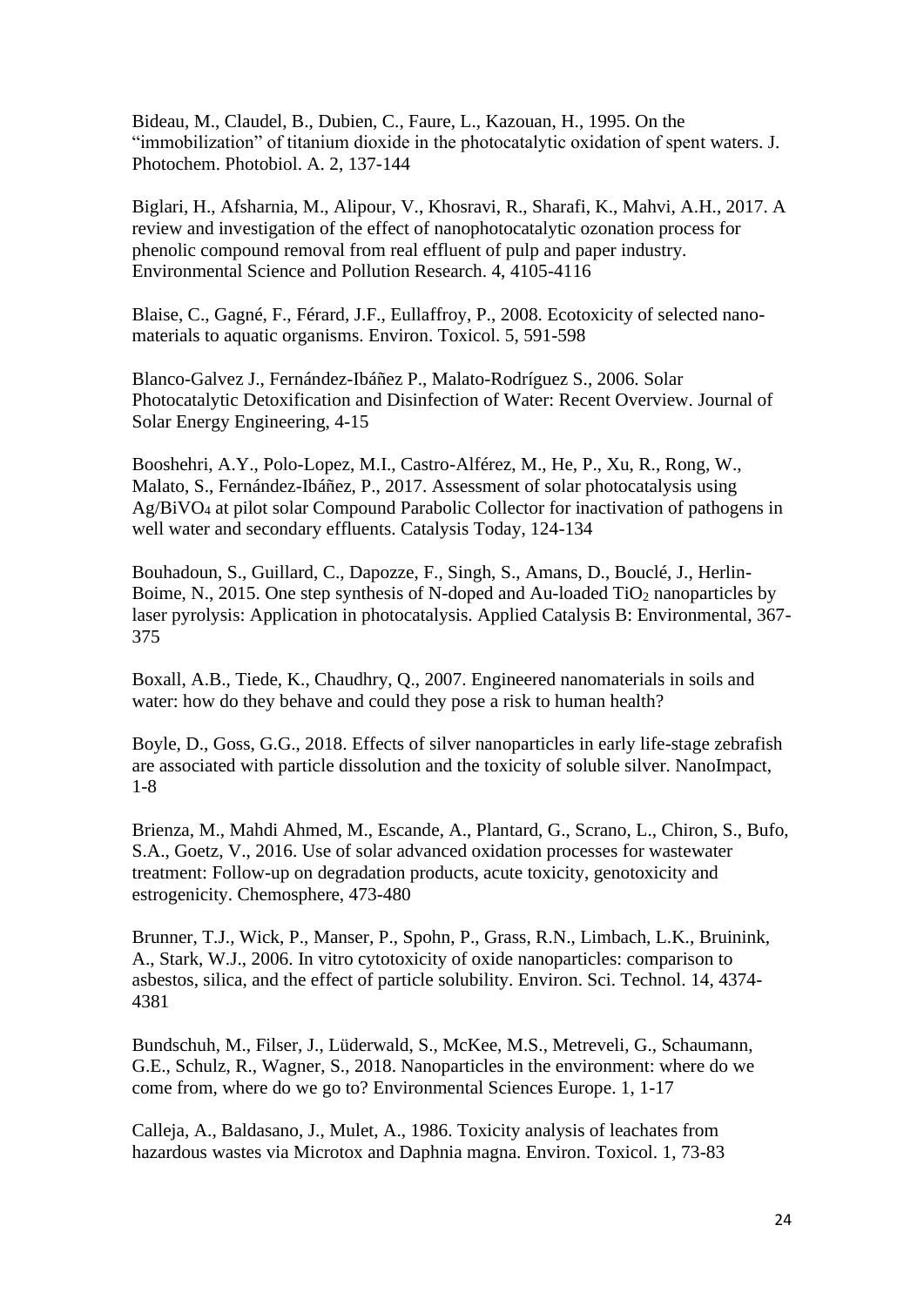Bideau, M., Claudel, B., Dubien, C., Faure, L., Kazouan, H., 1995. On the "immobilization" of titanium dioxide in the photocatalytic oxidation of spent waters. J. Photochem. Photobiol. A. 2, 137-144

Biglari, H., Afsharnia, M., Alipour, V., Khosravi, R., Sharafi, K., Mahvi, A.H., 2017. A review and investigation of the effect of nanophotocatalytic ozonation process for phenolic compound removal from real effluent of pulp and paper industry. Environmental Science and Pollution Research. 4, 4105-4116

Blaise, C., Gagné, F., Férard, J.F., Eullaffroy, P., 2008. Ecotoxicity of selected nano-materials to aquatic organisms. Environ. Toxicol. 5, 591-598

Blanco-Galvez J., Fernández-Ibáñez P., Malato-Rodríguez S., 2006. Solar Photocatalytic Detoxification and Disinfection of Water: Recent Overview. Journal of Solar Energy Engineering, 4-15

Booshehri, A.Y., Polo-Lopez, M.I., Castro-Alférez, M., He, P., Xu, R., Rong, W., Malato, S., Fernández-Ibáñez, P., 2017. Assessment of solar photocatalysis using Ag/$BiVO_4$ at pilot solar Compound Parabolic Collector for inactivation of pathogens in well water and secondary effluents. Catalysis Today, 124-134

Bouhadoun, S., Guillard, C., Dapozze, F., Singh, S., Amans, D., Bouclé, J., Herlin-Boime, N., 2015. One step synthesis of N-doped and Au-loaded $TiO_2$ nanoparticles by laser pyrolysis: Application in photocatalysis. Applied Catalysis B: Environmental, 367-375

Boxall, A.B., Tiede, K., Chaudhry, Q., 2007. Engineered nanomaterials in soils and water: how do they behave and could they pose a risk to human health?

Boyle, D., Goss, G.G., 2018. Effects of silver nanoparticles in early life-stage zebrafish are associated with particle dissolution and the toxicity of soluble silver. NanoImpact, 1-8

Brienza, M., Mahdi Ahmed, M., Escande, A., Plantard, G., Scrano, L., Chiron, S., Bufo, S.A., Goetz, V., 2016. Use of solar advanced oxidation processes for wastewater treatment: Follow-up on degradation products, acute toxicity, genotoxicity and estrogenicity. Chemosphere, 473-480

Brunner, T.J., Wick, P., Manser, P., Spohn, P., Grass, R.N., Limbach, L.K., Bruinink, A., Stark, W.J., 2006. In vitro cytotoxicity of oxide nanoparticles: comparison to asbestos, silica, and the effect of particle solubility. Environ. Sci. Technol. 14, 4374-4381

Bundschuh, M., Filser, J., Lüderwald, S., McKee, M.S., Metreveli, G., Schaumann, G.E., Schulz, R., Wagner, S., 2018. Nanoparticles in the environment: where do we come from, where do we go to? Environmental Sciences Europe. 1, 1-17

Calleja, A., Baldasano, J., Mulet, A., 1986. Toxicity analysis of leachates from hazardous wastes via Microtox and Daphnia magna. Environ. Toxicol. 1, 73-83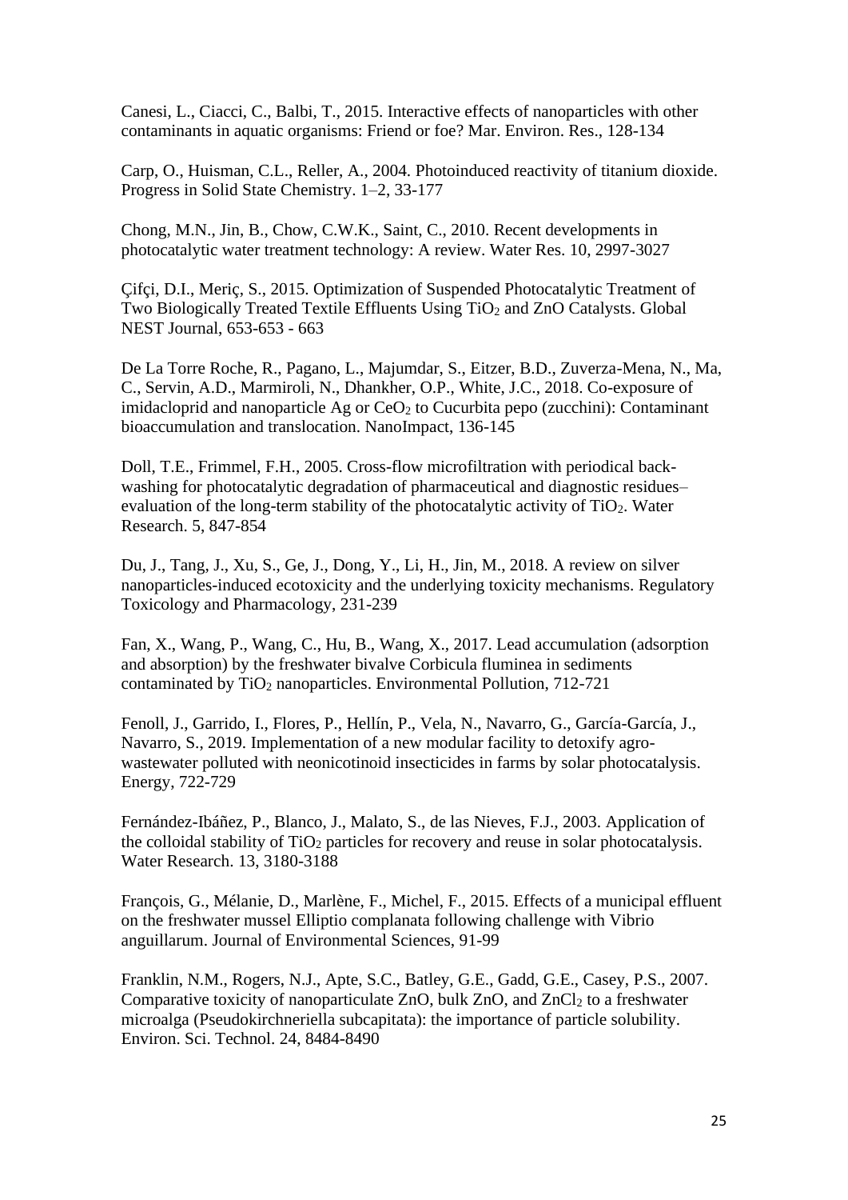Canesi, L., Ciacci, C., Balbi, T., 2015. Interactive effects of nanoparticles with other contaminants in aquatic organisms: Friend or foe? Mar. Environ. Res., 128-134

Carp, O., Huisman, C.L., Reller, A., 2004. Photoinduced reactivity of titanium dioxide. Progress in Solid State Chemistry. 1–2, 33-177

Chong, M.N., Jin, B., Chow, C.W.K., Saint, C., 2010. Recent developments in photocatalytic water treatment technology: A review. Water Res. 10, 2997-3027

Çifçi, D.I., Meriç, S., 2015. Optimization of Suspended Photocatalytic Treatment of Two Biologically Treated Textile Effluents Using $TiO_2$ and ZnO Catalysts. Global NEST Journal, 653-653 - 663

De La Torre Roche, R., Pagano, L., Majumdar, S., Eitzer, B.D., Zuverza-Mena, N., Ma, C., Servin, A.D., Marmiroli, N., Dhankher, O.P., White, J.C., 2018. Co-exposure of imidacloprid and nanoparticle Ag or $CeO_2$ to Cucurbita pepo (zucchini): Contaminant bioaccumulation and translocation. NanoImpact, 136-145

Doll, T.E., Frimmel, F.H., 2005. Cross-flow microfiltration with periodical back-washing for photocatalytic degradation of pharmaceutical and diagnostic residues–evaluation of the long-term stability of the photocatalytic activity of $TiO_2$. Water Research. 5, 847-854

Du, J., Tang, J., Xu, S., Ge, J., Dong, Y., Li, H., Jin, M., 2018. A review on silver nanoparticles-induced ecotoxicity and the underlying toxicity mechanisms. Regulatory Toxicology and Pharmacology, 231-239

Fan, X., Wang, P., Wang, C., Hu, B., Wang, X., 2017. Lead accumulation (adsorption and absorption) by the freshwater bivalve Corbicula fluminea in sediments contaminated by $TiO_2$ nanoparticles. Environmental Pollution, 712-721

Fenoll, J., Garrido, I., Flores, P., Hellín, P., Vela, N., Navarro, G., García-García, J., Navarro, S., 2019. Implementation of a new modular facility to detoxify agro-wastewater polluted with neonicotinoid insecticides in farms by solar photocatalysis. Energy, 722-729

Fernández-Ibáñez, P., Blanco, J., Malato, S., de las Nieves, F.J., 2003. Application of the colloidal stability of $TiO_2$ particles for recovery and reuse in solar photocatalysis. Water Research. 13, 3180-3188

François, G., Mélanie, D., Marlène, F., Michel, F., 2015. Effects of a municipal effluent on the freshwater mussel Elliptio complanata following challenge with Vibrio anguillarum. Journal of Environmental Sciences, 91-99

Franklin, N.M., Rogers, N.J., Apte, S.C., Batley, G.E., Gadd, G.E., Casey, P.S., 2007. Comparative toxicity of nanoparticulate ZnO, bulk ZnO, and $ZnCl_2$ to a freshwater microalga (Pseudokirchneriella subcapitata): the importance of particle solubility. Environ. Sci. Technol. 24, 8484-8490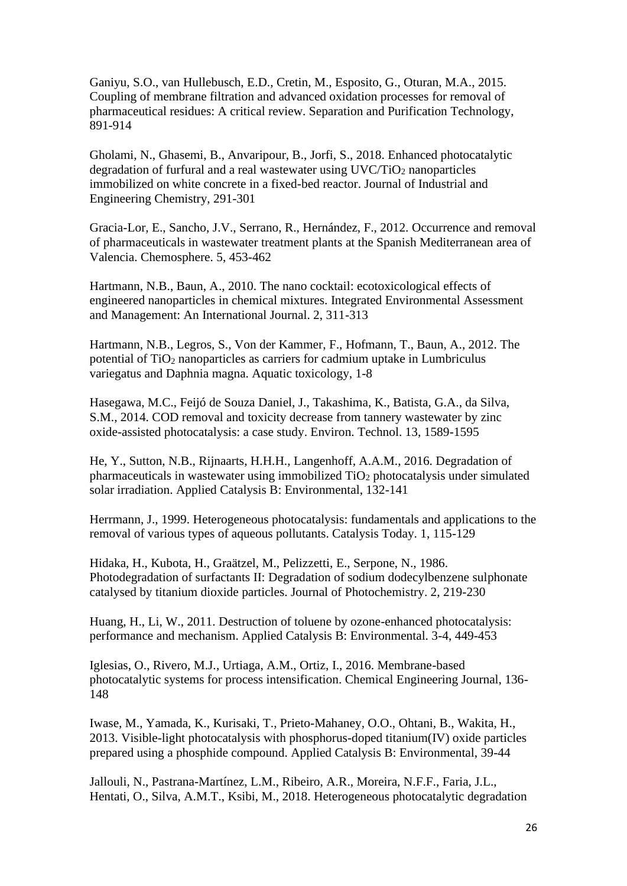Ganiyu, S.O., van Hullebusch, E.D., Cretin, M., Esposito, G., Oturan, M.A., 2015. Coupling of membrane filtration and advanced oxidation processes for removal of pharmaceutical residues: A critical review. Separation and Purification Technology, 891-914

Gholami, N., Ghasemi, B., Anvaripour, B., Jorfi, S., 2018. Enhanced photocatalytic degradation of furfural and a real wastewater using UVC/$TiO_2$ nanoparticles immobilized on white concrete in a fixed-bed reactor. Journal of Industrial and Engineering Chemistry, 291-301

Gracia-Lor, E., Sancho, J.V., Serrano, R., Hernández, F., 2012. Occurrence and removal of pharmaceuticals in wastewater treatment plants at the Spanish Mediterranean area of Valencia. Chemosphere. 5, 453-462

Hartmann, N.B., Baun, A., 2010. The nano cocktail: ecotoxicological effects of engineered nanoparticles in chemical mixtures. Integrated Environmental Assessment and Management: An International Journal. 2, 311-313

Hartmann, N.B., Legros, S., Von der Kammer, F., Hofmann, T., Baun, A., 2012. The potential of $TiO_2$ nanoparticles as carriers for cadmium uptake in Lumbriculus variegatus and Daphnia magna. Aquatic toxicology, 1-8

Hasegawa, M.C., Feijó de Souza Daniel, J., Takashima, K., Batista, G.A., da Silva, S.M., 2014. COD removal and toxicity decrease from tannery wastewater by zinc oxide-assisted photocatalysis: a case study. Environ. Technol. 13, 1589-1595

He, Y., Sutton, N.B., Rijnaarts, H.H.H., Langenhoff, A.A.M., 2016. Degradation of pharmaceuticals in wastewater using immobilized $TiO_2$ photocatalysis under simulated solar irradiation. Applied Catalysis B: Environmental, 132-141

Herrmann, J., 1999. Heterogeneous photocatalysis: fundamentals and applications to the removal of various types of aqueous pollutants. Catalysis Today. 1, 115-129

Hidaka, H., Kubota, H., Graätzel, M., Pelizzetti, E., Serpone, N., 1986. Photodegradation of surfactants II: Degradation of sodium dodecylbenzene sulphonate catalysed by titanium dioxide particles. Journal of Photochemistry. 2, 219-230

Huang, H., Li, W., 2011. Destruction of toluene by ozone-enhanced photocatalysis: performance and mechanism. Applied Catalysis B: Environmental. 3-4, 449-453

Iglesias, O., Rivero, M.J., Urtiaga, A.M., Ortiz, I., 2016. Membrane-based photocatalytic systems for process intensification. Chemical Engineering Journal, 136-148

Iwase, M., Yamada, K., Kurisaki, T., Prieto-Mahaney, O.O., Ohtani, B., Wakita, H., 2013. Visible-light photocatalysis with phosphorus-doped titanium(IV) oxide particles prepared using a phosphide compound. Applied Catalysis B: Environmental, 39-44

Jallouli, N., Pastrana-Martínez, L.M., Ribeiro, A.R., Moreira, N.F.F., Faria, J.L., Hentati, O., Silva, A.M.T., Ksibi, M., 2018. Heterogeneous photocatalytic degradation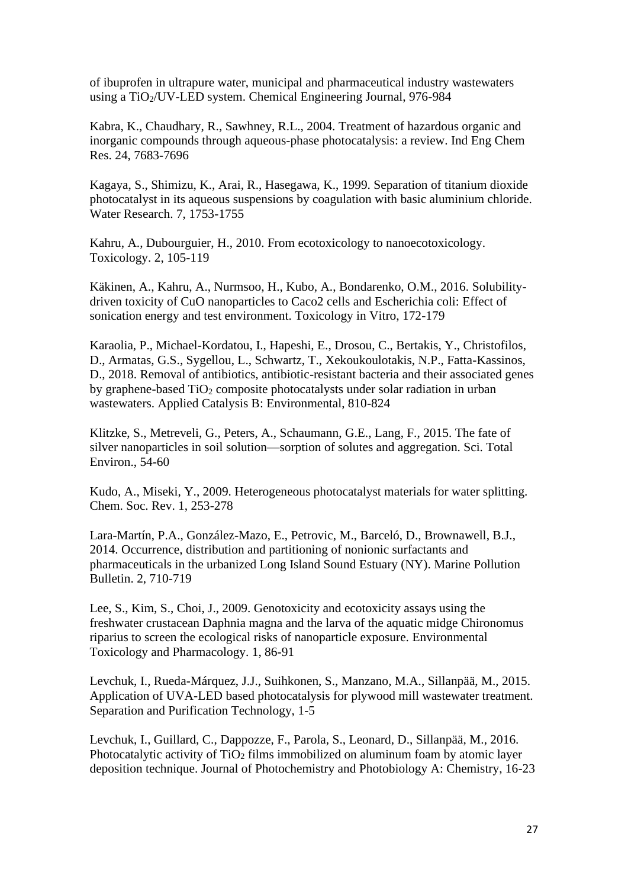of ibuprofen in ultrapure water, municipal and pharmaceutical industry wastewaters using a $TiO_2$/UV-LED system. Chemical Engineering Journal, 976-984

Kabra, K., Chaudhary, R., Sawhney, R.L., 2004. Treatment of hazardous organic and inorganic compounds through aqueous-phase photocatalysis: a review. Ind Eng Chem Res. 24, 7683-7696

Kagaya, S., Shimizu, K., Arai, R., Hasegawa, K., 1999. Separation of titanium dioxide photocatalyst in its aqueous suspensions by coagulation with basic aluminium chloride. Water Research. 7, 1753-1755

Kahru, A., Dubourguier, H., 2010. From ecotoxicology to nanoecotoxicology. Toxicology. 2, 105-119

Käkinen, A., Kahru, A., Nurmsoo, H., Kubo, A., Bondarenko, O.M., 2016. Solubility-driven toxicity of CuO nanoparticles to Caco2 cells and Escherichia coli: Effect of sonication energy and test environment. Toxicology in Vitro, 172-179

Karaolia, P., Michael-Kordatou, I., Hapeshi, E., Drosou, C., Bertakis, Y., Christofilos, D., Armatas, G.S., Sygellou, L., Schwartz, T., Xekoukoulotakis, N.P., Fatta-Kassinos, D., 2018. Removal of antibiotics, antibiotic-resistant bacteria and their associated genes by graphene-based $TiO_2$ composite photocatalysts under solar radiation in urban wastewaters. Applied Catalysis B: Environmental, 810-824

Klitzke, S., Metreveli, G., Peters, A., Schaumann, G.E., Lang, F., 2015. The fate of silver nanoparticles in soil solution—sorption of solutes and aggregation. Sci. Total Environ., 54-60

Kudo, A., Miseki, Y., 2009. Heterogeneous photocatalyst materials for water splitting. Chem. Soc. Rev. 1, 253-278

Lara-Martín, P.A., González-Mazo, E., Petrovic, M., Barceló, D., Brownawell, B.J., 2014. Occurrence, distribution and partitioning of nonionic surfactants and pharmaceuticals in the urbanized Long Island Sound Estuary (NY). Marine Pollution Bulletin. 2, 710-719

Lee, S., Kim, S., Choi, J., 2009. Genotoxicity and ecotoxicity assays using the freshwater crustacean Daphnia magna and the larva of the aquatic midge Chironomus riparius to screen the ecological risks of nanoparticle exposure. Environmental Toxicology and Pharmacology. 1, 86-91

Levchuk, I., Rueda-Márquez, J.J., Suihkonen, S., Manzano, M.A., Sillanpää, M., 2015. Application of UVA-LED based photocatalysis for plywood mill wastewater treatment. Separation and Purification Technology, 1-5

Levchuk, I., Guillard, C., Dappozze, F., Parola, S., Leonard, D., Sillanpää, M., 2016. Photocatalytic activity of $TiO_2$ films immobilized on aluminum foam by atomic layer deposition technique. Journal of Photochemistry and Photobiology A: Chemistry, 16-23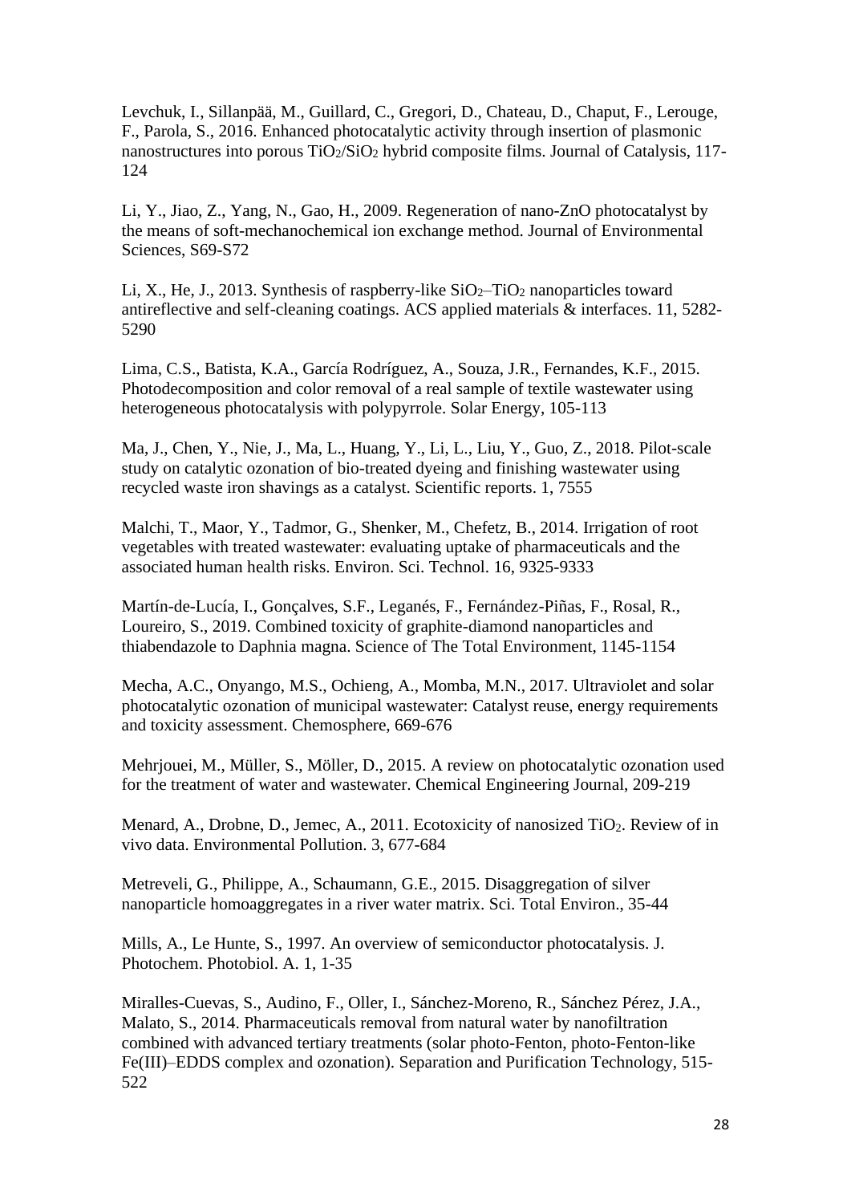Levchuk, I., Sillanpää, M., Guillard, C., Gregori, D., Chateau, D., Chaput, F., Lerouge, F., Parola, S., 2016. Enhanced photocatalytic activity through insertion of plasmonic nanostructures into porous $TiO_2$/$SiO_2$ hybrid composite films. Journal of Catalysis, 117-124

Li, Y., Jiao, Z., Yang, N., Gao, H., 2009. Regeneration of nano-ZnO photocatalyst by the means of soft-mechanochemical ion exchange method. Journal of Environmental Sciences, S69-S72

Li, X., He, J., 2013. Synthesis of raspberry-like $SiO_2$–$TiO_2$ nanoparticles toward antireflective and self-cleaning coatings. ACS applied materials & interfaces. 11, 5282-5290

Lima, C.S., Batista, K.A., García Rodríguez, A., Souza, J.R., Fernandes, K.F., 2015. Photodecomposition and color removal of a real sample of textile wastewater using heterogeneous photocatalysis with polypyrrole. Solar Energy, 105-113

Ma, J., Chen, Y., Nie, J., Ma, L., Huang, Y., Li, L., Liu, Y., Guo, Z., 2018. Pilot-scale study on catalytic ozonation of bio-treated dyeing and finishing wastewater using recycled waste iron shavings as a catalyst. Scientific reports. 1, 7555

Malchi, T., Maor, Y., Tadmor, G., Shenker, M., Chefetz, B., 2014. Irrigation of root vegetables with treated wastewater: evaluating uptake of pharmaceuticals and the associated human health risks. Environ. Sci. Technol. 16, 9325-9333

Martín-de-Lucía, I., Gonçalves, S.F., Leganés, F., Fernández-Piñas, F., Rosal, R., Loureiro, S., 2019. Combined toxicity of graphite-diamond nanoparticles and thiabendazole to Daphnia magna. Science of The Total Environment, 1145-1154

Mecha, A.C., Onyango, M.S., Ochieng, A., Momba, M.N., 2017. Ultraviolet and solar photocatalytic ozonation of municipal wastewater: Catalyst reuse, energy requirements and toxicity assessment. Chemosphere, 669-676

Mehrjouei, M., Müller, S., Möller, D., 2015. A review on photocatalytic ozonation used for the treatment of water and wastewater. Chemical Engineering Journal, 209-219

Menard, A., Drobne, D., Jemec, A., 2011. Ecotoxicity of nanosized $TiO_2$. Review of in vivo data. Environmental Pollution. 3, 677-684

Metreveli, G., Philippe, A., Schaumann, G.E., 2015. Disaggregation of silver nanoparticle homoaggregates in a river water matrix. Sci. Total Environ., 35-44

Mills, A., Le Hunte, S., 1997. An overview of semiconductor photocatalysis. J. Photochem. Photobiol. A. 1, 1-35

Miralles-Cuevas, S., Audino, F., Oller, I., Sánchez-Moreno, R., Sánchez Pérez, J.A., Malato, S., 2014. Pharmaceuticals removal from natural water by nanofiltration combined with advanced tertiary treatments (solar photo-Fenton, photo-Fenton-like Fe(III)–EDDS complex and ozonation). Separation and Purification Technology, 515-522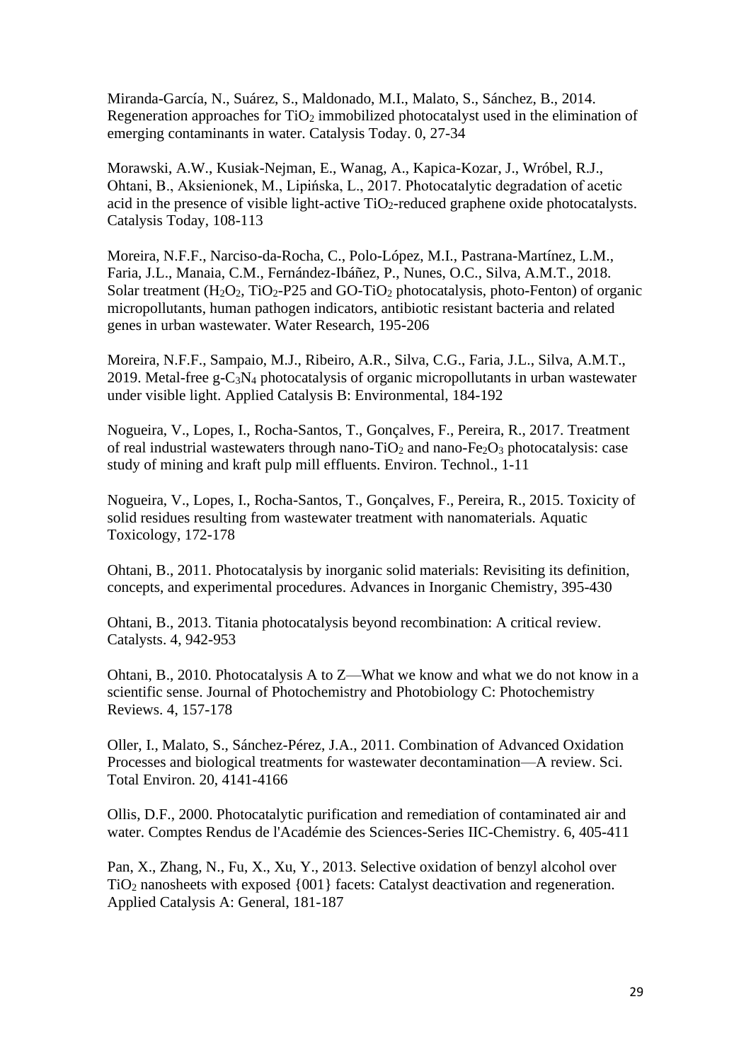Miranda-García, N., Suárez, S., Maldonado, M.I., Malato, S., Sánchez, B., 2014. Regeneration approaches for $TiO_2$ immobilized photocatalyst used in the elimination of emerging contaminants in water. Catalysis Today. 0, 27-34

Morawski, A.W., Kusiak-Nejman, E., Wanag, A., Kapica-Kozar, J., Wróbel, R.J., Ohtani, B., Aksienionek, M., Lipińska, L., 2017. Photocatalytic degradation of acetic acid in the presence of visible light-active $TiO_2$-reduced graphene oxide photocatalysts. Catalysis Today, 108-113

Moreira, N.F.F., Narciso-da-Rocha, C., Polo-López, M.I., Pastrana-Martínez, L.M., Faria, J.L., Manaia, C.M., Fernández-Ibáñez, P., Nunes, O.C., Silva, A.M.T., 2018. Solar treatment ($H_2O_2$, $TiO_2$-P25 and GO-$TiO_2$ photocatalysis, photo-Fenton) of organic micropollutants, human pathogen indicators, antibiotic resistant bacteria and related genes in urban wastewater. Water Research, 195-206

Moreira, N.F.F., Sampaio, M.J., Ribeiro, A.R., Silva, C.G., Faria, J.L., Silva, A.M.T., 2019. Metal-free g-$C_3N_4$ photocatalysis of organic micropollutants in urban wastewater under visible light. Applied Catalysis B: Environmental, 184-192

Nogueira, V., Lopes, I., Rocha-Santos, T., Gonçalves, F., Pereira, R., 2017. Treatment of real industrial wastewaters through nano-$TiO_2$ and nano-$Fe_2O_3$ photocatalysis: case study of mining and kraft pulp mill effluents. Environ. Technol., 1-11

Nogueira, V., Lopes, I., Rocha-Santos, T., Gonçalves, F., Pereira, R., 2015. Toxicity of solid residues resulting from wastewater treatment with nanomaterials. Aquatic Toxicology, 172-178

Ohtani, B., 2011. Photocatalysis by inorganic solid materials: Revisiting its definition, concepts, and experimental procedures. Advances in Inorganic Chemistry, 395-430

Ohtani, B., 2013. Titania photocatalysis beyond recombination: A critical review. Catalysts. 4, 942-953

Ohtani, B., 2010. Photocatalysis A to Z—What we know and what we do not know in a scientific sense. Journal of Photochemistry and Photobiology C: Photochemistry Reviews. 4, 157-178

Oller, I., Malato, S., Sánchez-Pérez, J.A., 2011. Combination of Advanced Oxidation Processes and biological treatments for wastewater decontamination—A review. Sci. Total Environ. 20, 4141-4166

Ollis, D.F., 2000. Photocatalytic purification and remediation of contaminated air and water. Comptes Rendus de l'Académie des Sciences-Series IIC-Chemistry. 6, 405-411

Pan, X., Zhang, N., Fu, X., Xu, Y., 2013. Selective oxidation of benzyl alcohol over $TiO_2$ nanosheets with exposed {001} facets: Catalyst deactivation and regeneration. Applied Catalysis A: General, 181-187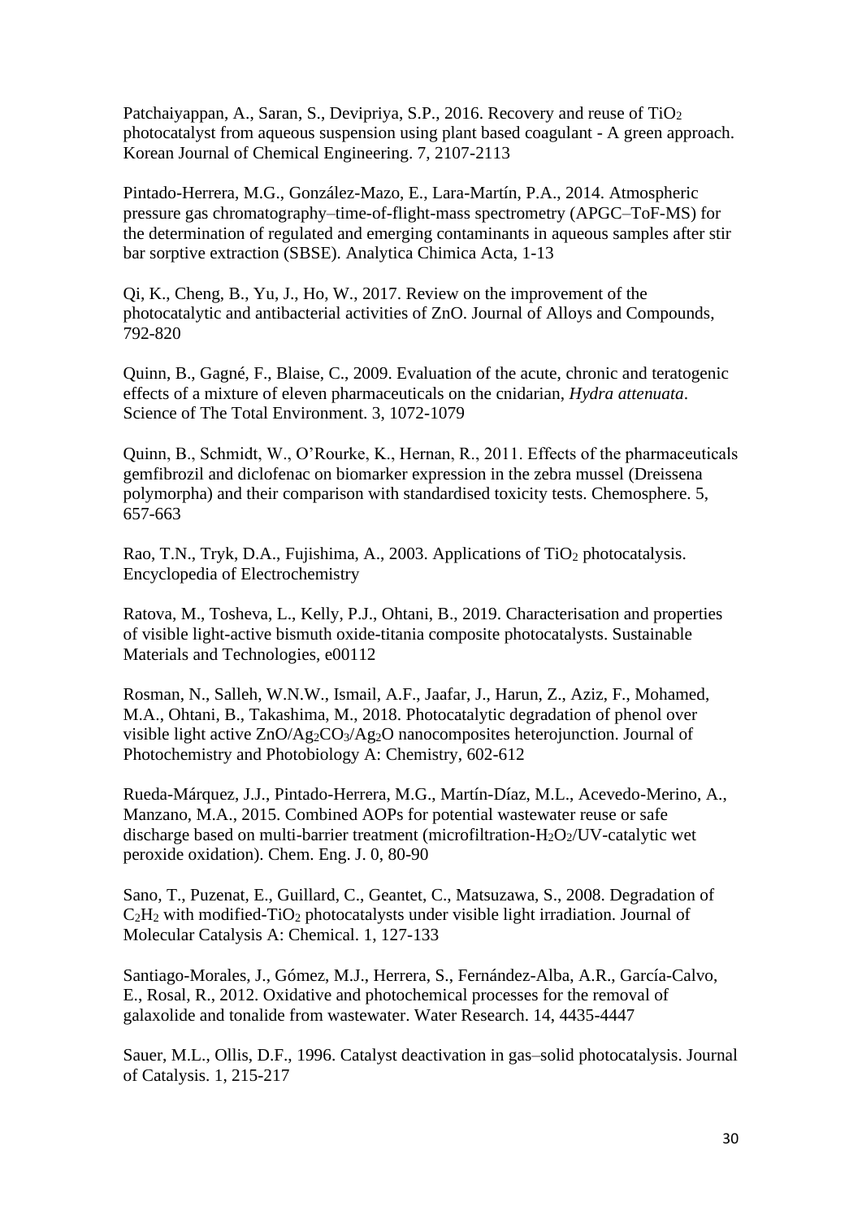Patchaiyappan, A., Saran, S., Devipriya, S.P., 2016. Recovery and reuse of $TiO_2$ photocatalyst from aqueous suspension using plant based coagulant - A green approach. Korean Journal of Chemical Engineering. 7, 2107-2113

Pintado-Herrera, M.G., González-Mazo, E., Lara-Martín, P.A., 2014. Atmospheric pressure gas chromatography–time-of-flight-mass spectrometry (APGC–ToF-MS) for the determination of regulated and emerging contaminants in aqueous samples after stir bar sorptive extraction (SBSE). Analytica Chimica Acta, 1-13

Qi, K., Cheng, B., Yu, J., Ho, W., 2017. Review on the improvement of the photocatalytic and antibacterial activities of ZnO. Journal of Alloys and Compounds, 792-820

Quinn, B., Gagné, F., Blaise, C., 2009. Evaluation of the acute, chronic and teratogenic effects of a mixture of eleven pharmaceuticals on the cnidarian, *Hydra attenuata*. Science of The Total Environment. 3, 1072-1079

Quinn, B., Schmidt, W., O'Rourke, K., Hernan, R., 2011. Effects of the pharmaceuticals gemfibrozil and diclofenac on biomarker expression in the zebra mussel (Dreissena polymorpha) and their comparison with standardised toxicity tests. Chemosphere. 5, 657-663

Rao, T.N., Tryk, D.A., Fujishima, A., 2003. Applications of $TiO_2$ photocatalysis. Encyclopedia of Electrochemistry

Ratova, M., Tosheva, L., Kelly, P.J., Ohtani, B., 2019. Characterisation and properties of visible light-active bismuth oxide-titania composite photocatalysts. Sustainable Materials and Technologies, e00112

Rosman, N., Salleh, W.N.W., Ismail, A.F., Jaafar, J., Harun, Z., Aziz, F., Mohamed, M.A., Ohtani, B., Takashima, M., 2018. Photocatalytic degradation of phenol over visible light active $ZnO/Ag_2CO_3/Ag_2O$ nanocomposites heterojunction. Journal of Photochemistry and Photobiology A: Chemistry, 602-612

Rueda-Márquez, J.J., Pintado-Herrera, M.G., Martín-Díaz, M.L., Acevedo-Merino, A., Manzano, M.A., 2015. Combined AOPs for potential wastewater reuse or safe discharge based on multi-barrier treatment (microfiltration-$H_2O_2$/UV-catalytic wet peroxide oxidation). Chem. Eng. J. 0, 80-90

Sano, T., Puzenat, E., Guillard, C., Geantet, C., Matsuzawa, S., 2008. Degradation of $C_2H_2$ with modified-$TiO_2$ photocatalysts under visible light irradiation. Journal of Molecular Catalysis A: Chemical. 1, 127-133

Santiago-Morales, J., Gómez, M.J., Herrera, S., Fernández-Alba, A.R., García-Calvo, E., Rosal, R., 2012. Oxidative and photochemical processes for the removal of galaxolide and tonalide from wastewater. Water Research. 14, 4435-4447

Sauer, M.L., Ollis, D.F., 1996. Catalyst deactivation in gas–solid photocatalysis. Journal of Catalysis. 1, 215-217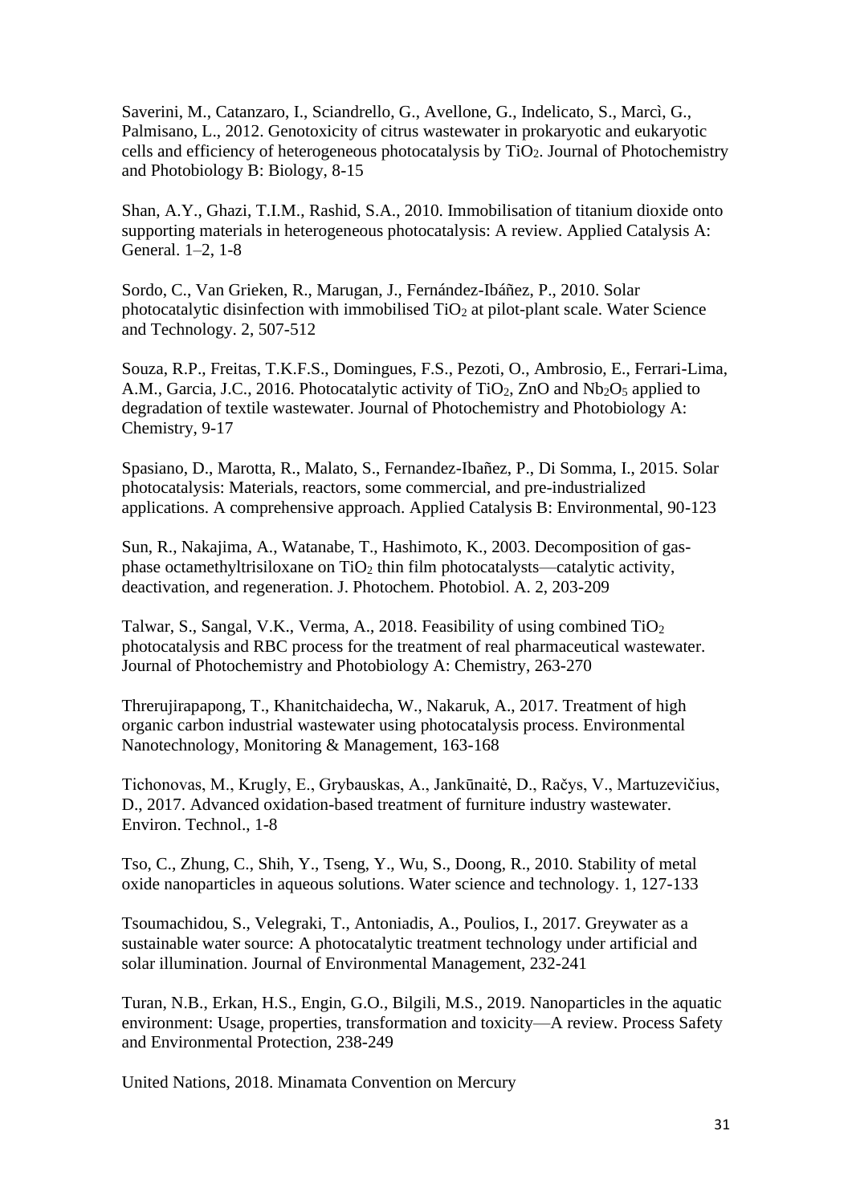Saverini, M., Catanzaro, I., Sciandrello, G., Avellone, G., Indelicato, S., Marcì, G., Palmisano, L., 2012. Genotoxicity of citrus wastewater in prokaryotic and eukaryotic cells and efficiency of heterogeneous photocatalysis by $TiO_2$. Journal of Photochemistry and Photobiology B: Biology, 8-15

Shan, A.Y., Ghazi, T.I.M., Rashid, S.A., 2010. Immobilisation of titanium dioxide onto supporting materials in heterogeneous photocatalysis: A review. Applied Catalysis A: General. 1–2, 1-8

Sordo, C., Van Grieken, R., Marugan, J., Fernández-Ibáñez, P., 2010. Solar photocatalytic disinfection with immobilised $TiO_2$ at pilot-plant scale. Water Science and Technology. 2, 507-512

Souza, R.P., Freitas, T.K.F.S., Domingues, F.S., Pezoti, O., Ambrosio, E., Ferrari-Lima, A.M., Garcia, J.C., 2016. Photocatalytic activity of $TiO_2$, ZnO and $Nb_2O_5$ applied to degradation of textile wastewater. Journal of Photochemistry and Photobiology A: Chemistry, 9-17

Spasiano, D., Marotta, R., Malato, S., Fernandez-Ibañez, P., Di Somma, I., 2015. Solar photocatalysis: Materials, reactors, some commercial, and pre-industrialized applications. A comprehensive approach. Applied Catalysis B: Environmental, 90-123

Sun, R., Nakajima, A., Watanabe, T., Hashimoto, K., 2003. Decomposition of gas-phase octamethyltrisiloxane on $TiO_2$ thin film photocatalysts—catalytic activity, deactivation, and regeneration. J. Photochem. Photobiol. A. 2, 203-209

Talwar, S., Sangal, V.K., Verma, A., 2018. Feasibility of using combined $TiO_2$ photocatalysis and RBC process for the treatment of real pharmaceutical wastewater. Journal of Photochemistry and Photobiology A: Chemistry, 263-270

Threrujirapapong, T., Khanitchaidecha, W., Nakaruk, A., 2017. Treatment of high organic carbon industrial wastewater using photocatalysis process. Environmental Nanotechnology, Monitoring & Management, 163-168

Tichonovas, M., Krugly, E., Grybauskas, A., Jankūnaitė, D., Račys, V., Martuzevičius, D., 2017. Advanced oxidation-based treatment of furniture industry wastewater. Environ. Technol., 1-8

Tso, C., Zhung, C., Shih, Y., Tseng, Y., Wu, S., Doong, R., 2010. Stability of metal oxide nanoparticles in aqueous solutions. Water science and technology. 1, 127-133

Tsoumachidou, S., Velegraki, T., Antoniadis, A., Poulios, I., 2017. Greywater as a sustainable water source: A photocatalytic treatment technology under artificial and solar illumination. Journal of Environmental Management, 232-241

Turan, N.B., Erkan, H.S., Engin, G.O., Bilgili, M.S., 2019. Nanoparticles in the aquatic environment: Usage, properties, transformation and toxicity—A review. Process Safety and Environmental Protection, 238-249

United Nations, 2018. Minamata Convention on Mercury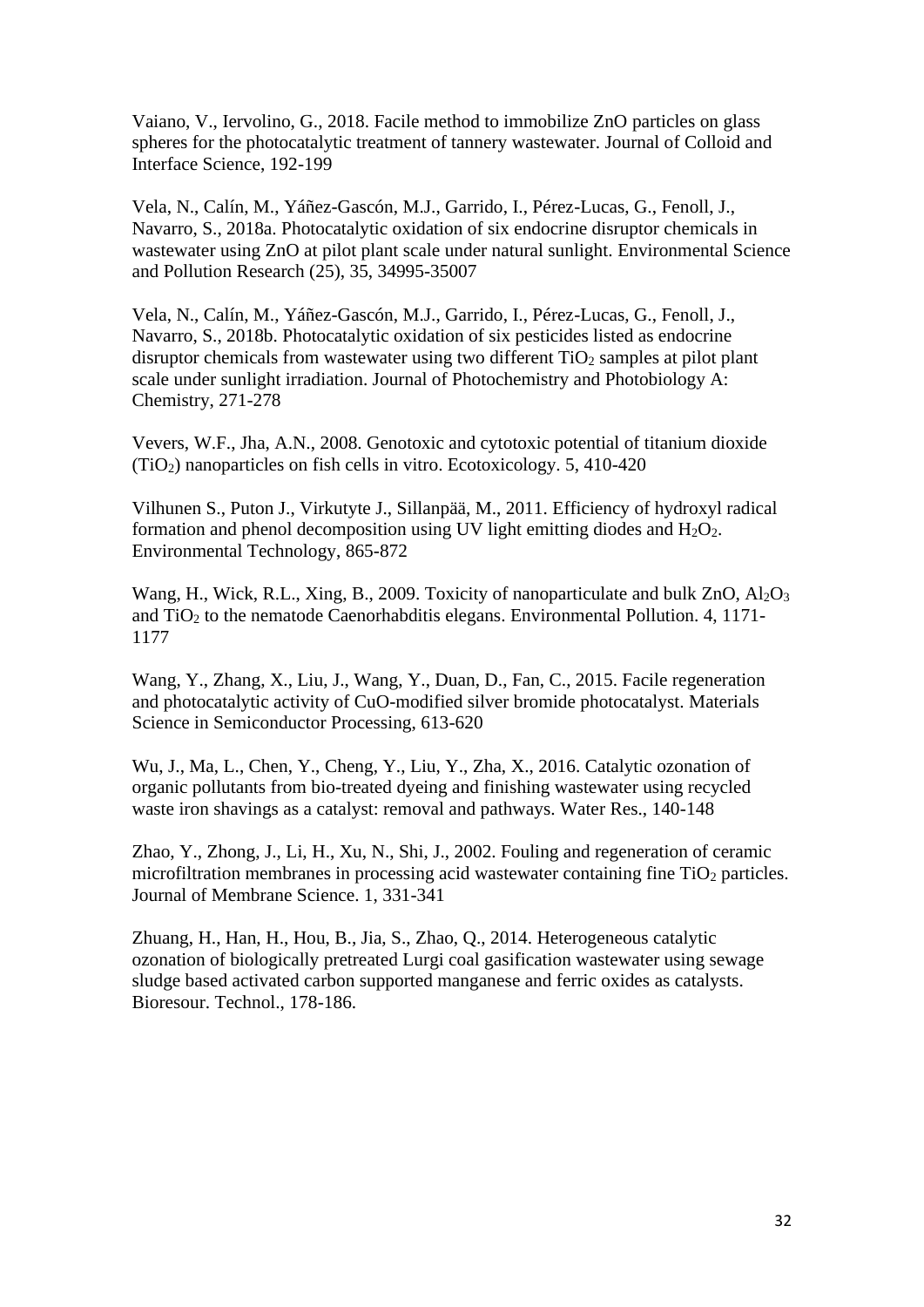Vaiano, V., Iervolino, G., 2018. Facile method to immobilize ZnO particles on glass spheres for the photocatalytic treatment of tannery wastewater. Journal of Colloid and Interface Science, 192-199

Vela, N., Calín, M., Yáñez-Gascón, M.J., Garrido, I., Pérez-Lucas, G., Fenoll, J., Navarro, S., 2018a. Photocatalytic oxidation of six endocrine disruptor chemicals in wastewater using ZnO at pilot plant scale under natural sunlight. Environmental Science and Pollution Research (25), 35, 34995-35007

Vela, N., Calín, M., Yáñez-Gascón, M.J., Garrido, I., Pérez-Lucas, G., Fenoll, J., Navarro, S., 2018b. Photocatalytic oxidation of six pesticides listed as endocrine disruptor chemicals from wastewater using two different $TiO_2$ samples at pilot plant scale under sunlight irradiation. Journal of Photochemistry and Photobiology A: Chemistry, 271-278

Vevers, W.F., Jha, A.N., 2008. Genotoxic and cytotoxic potential of titanium dioxide ($TiO_2$) nanoparticles on fish cells in vitro. Ecotoxicology. 5, 410-420

Vilhunen S., Puton J., Virkutyte J., Sillanpää, M., 2011. Efficiency of hydroxyl radical formation and phenol decomposition using UV light emitting diodes and $H_2O_2$. Environmental Technology, 865-872

Wang, H., Wick, R.L., Xing, B., 2009. Toxicity of nanoparticulate and bulk ZnO, $Al_2O_3$ and $TiO_2$ to the nematode Caenorhabditis elegans. Environmental Pollution. 4, 1171-1177

Wang, Y., Zhang, X., Liu, J., Wang, Y., Duan, D., Fan, C., 2015. Facile regeneration and photocatalytic activity of CuO-modified silver bromide photocatalyst. Materials Science in Semiconductor Processing, 613-620

Wu, J., Ma, L., Chen, Y., Cheng, Y., Liu, Y., Zha, X., 2016. Catalytic ozonation of organic pollutants from bio-treated dyeing and finishing wastewater using recycled waste iron shavings as a catalyst: removal and pathways. Water Res., 140-148

Zhao, Y., Zhong, J., Li, H., Xu, N., Shi, J., 2002. Fouling and regeneration of ceramic microfiltration membranes in processing acid wastewater containing fine $TiO_2$ particles. Journal of Membrane Science. 1, 331-341

Zhuang, H., Han, H., Hou, B., Jia, S., Zhao, Q., 2014. Heterogeneous catalytic ozonation of biologically pretreated Lurgi coal gasification wastewater using sewage sludge based activated carbon supported manganese and ferric oxides as catalysts. Bioresour. Technol., 178-186.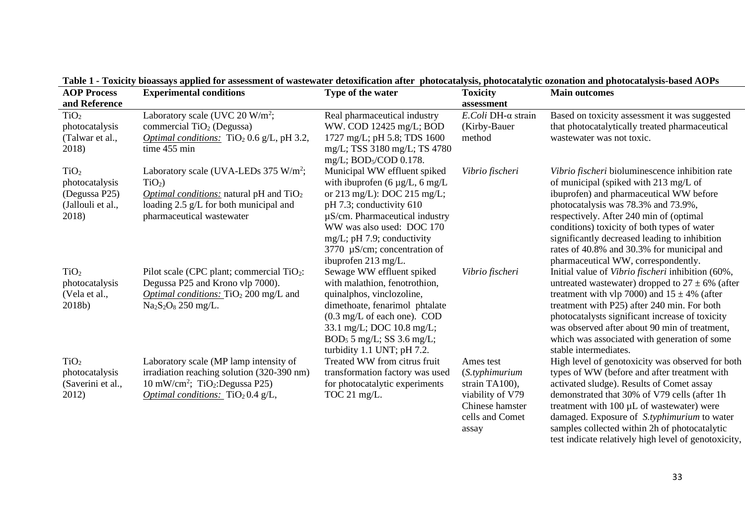**Table 1 - Toxicity bioassays applied for assessment of wastewater detoxification after photocatalysis, photocatalytic ozonation and photocatalysis-based AOPs**

| AOP Process and Reference | Experimental conditions | Type of the water | Toxicity assessment | Main outcomes |
|---|---|---|---|---|
| $TiO_2$ photocatalysis (Talwar et al., 2018) | Laboratory scale (UVC 20 $W/m^2$; commercial $TiO_2$ (Degussa) *Optimal conditions:* $TiO_2$ 0.6 g/L, pH 3.2, time 455 min | Real pharmaceutical industry WW. COD 12425 mg/L; BOD 1727 mg/L; pH 5.8; TDS 1600 mg/L; TSS 3180 mg/L; TS 4780 mg/L; $BOD_5$/COD 0.178. | *E.Coli* DH-α strain (Kirby-Bauer method | Based on toxicity assessment it was suggested that photocatalytically treated pharmaceutical wastewater was not toxic. |
| $TiO_2$ photocatalysis (Degussa P25) (Jallouli et al., 2018) | Laboratory scale (UVA-LEDs 375 $W/m^2$; $TiO_2$) *Optimal conditions:* natural pH and $TiO_2$ loading 2.5 g/L for both municipal and pharmaceutical wastewater | Municipal WW effluent spiked with ibuprofen (6 µg/L, 6 mg/L or 213 mg/L): DOC 215 mg/L; pH 7.3; conductivity 610 µS/cm. Pharmaceutical industry WW was also used: DOC 170 mg/L; pH 7.9; conductivity 3770 µS/cm; concentration of ibuprofen 213 mg/L. | *Vibrio fischeri* | *Vibrio fischeri* bioluminescence inhibition rate of municipal (spiked with 213 mg/L of ibuprofen) and pharmaceutical WW before photocatalysis was 78.3% and 73.9%, respectively. After 240 min of (optimal conditions) toxicity of both types of water significantly decreased leading to inhibition rates of 40.8% and 30.3% for municipal and pharmaceutical WW, correspondently. |
| $TiO_2$ photocatalysis (Vela et al., 2018b) | Pilot scale (CPC plant; commercial $TiO_2$: Degussa P25 and Krono vlp 7000). *Optimal conditions:* $TiO_2$ 200 mg/L and $Na_2S_2O_8$ 250 mg/L. | Sewage WW effluent spiked with malathion, fenotrothion, quinalphos, vinclozoline, dimethoate, fenarimol phtalate (0.3 mg/L of each one). COD 33.1 mg/L; DOC 10.8 mg/L; $BOD_5$ 5 mg/L; SS 3.6 mg/L; turbidity 1.1 UNT; pH 7.2. | *Vibrio fischeri* | Initial value of *Vibrio fischeri* inhibition (60%, untreated wastewater) dropped to 27 ± 6% (after treatment with vlp 7000) and 15 ± 4% (after treatment with P25) after 240 min. For both photocatalysts significant increase of toxicity was observed after about 90 min of treatment, which was associated with generation of some stable intermediates. |
| $TiO_2$ photocatalysis (Saverini et al., 2012) | Laboratory scale (MP lamp intensity of irradiation reaching solution (320-390 nm) 10 $mW/cm^2$; $TiO_2$:Degussa P25) *Optimal conditions:* $TiO_2$ 0.4 g/L, | Treated WW from citrus fruit transformation factory was used for photocatalytic experiments TOC 21 mg/L. | Ames test (*S.typhimurium* strain TA100), viability of V79 Chinese hamster cells and Comet assay | High level of genotoxicity was observed for both types of WW (before and after treatment with activated sludge). Results of Comet assay demonstrated that 30% of V79 cells (after 1h treatment with 100 µL of wastewater) were damaged. Exposure of *S.typhimurium* to water samples collected within 2h of photocatalytic test indicate relatively high level of genotoxicity, |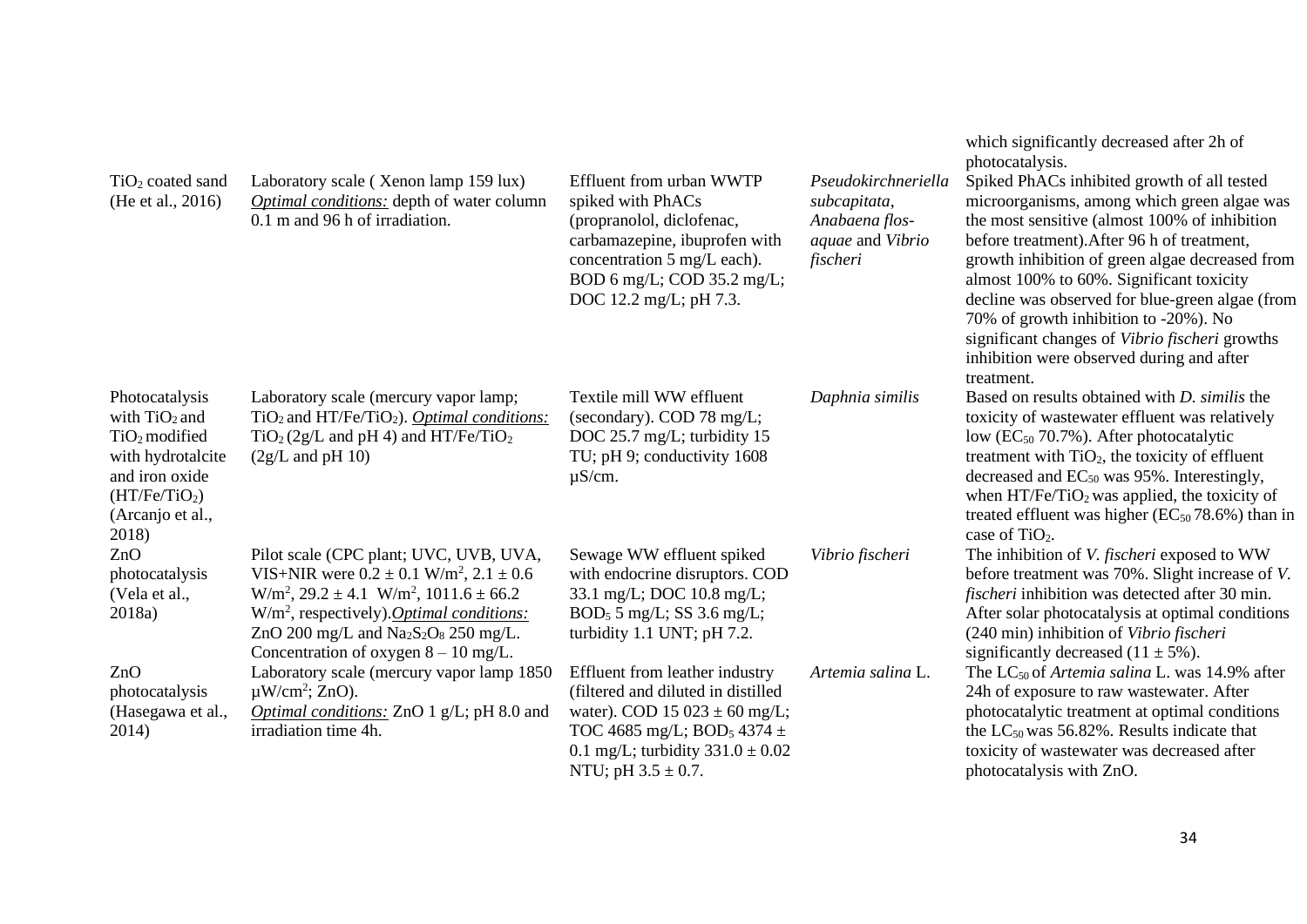| | | | | |
|---|---|---|---|---|
| | | | | which significantly decreased after 2h of photocatalysis. |
| $TiO_2$ coated sand (He et al., 2016) | Laboratory scale ( Xenon lamp 159 lux) *Optimal conditions:* depth of water column 0.1 m and 96 h of irradiation. | Effluent from urban WWTP spiked with PhACs (propranolol, diclofenac, carbamazepine, ibuprofen with concentration 5 mg/L each). BOD 6 mg/L; COD 35.2 mg/L; DOC 12.2 mg/L; pH 7.3. | *Pseudokirchneriella subcapitata*, *Anabaena flos-aquae* and *Vibrio fischeri* | Spiked PhACs inhibited growth of all tested microorganisms, among which green algae was the most sensitive (almost 100% of inhibition before treatment).After 96 h of treatment, growth inhibition of green algae decreased from almost 100% to 60%. Significant toxicity decline was observed for blue-green algae (from 70% of growth inhibition to -20%). No significant changes of *Vibrio fischeri* growths inhibition were observed during and after treatment. |
| Photocatalysis with $TiO_2$ and $TiO_2$ modified with hydrotalcite and iron oxide ($HT/Fe/TiO_2$) (Arcanjo et al., 2018) | Laboratory scale (mercury vapor lamp; $TiO_2$ and $HT/Fe/TiO_2$). *Optimal conditions:* $TiO_2$ (2g/L and pH 4) and $HT/Fe/TiO_2$ (2g/L and pH 10) | Textile mill WW effluent (secondary). COD 78 mg/L; DOC 25.7 mg/L; turbidity 15 TU; pH 9; conductivity 1608 µS/cm. | *Daphnia similis* | Based on results obtained with *D. similis* the toxicity of wastewater effluent was relatively low ($EC_{50}$ 70.7%). After photocatalytic treatment with $TiO_2$, the toxicity of effluent decreased and $EC_{50}$ was 95%. Interestingly, when $HT/Fe/TiO_2$ was applied, the toxicity of treated effluent was higher ($EC_{50}$ 78.6%) than in case of $TiO_2$. |
| ZnO photocatalysis (Vela et al., 2018a) | Pilot scale (CPC plant; UVC, UVB, UVA, VIS+NIR were $0.2 \pm 0.1$ W/m$^2$, $2.1 \pm 0.6$ W/m$^2$, $29.2 \pm 4.1$ W/m$^2$, $1011.6 \pm 66.2$ W/m$^2$, respectively).*Optimal conditions:* ZnO 200 mg/L and $Na_2S_2O_8$ 250 mg/L. Concentration of oxygen 8 – 10 mg/L. | Sewage WW effluent spiked with endocrine disruptors. COD 33.1 mg/L; DOC 10.8 mg/L; $BOD_5$ 5 mg/L; SS 3.6 mg/L; turbidity 1.1 UNT; pH 7.2. | *Vibrio fischeri* | The inhibition of *V. fischeri* exposed to WW before treatment was 70%. Slight increase of *V. fischeri* inhibition was detected after 30 min. After solar photocatalysis at optimal conditions (240 min) inhibition of *Vibrio fischeri* significantly decreased ($11 \pm 5$%). |
| ZnO photocatalysis (Hasegawa et al., 2014) | Laboratory scale (mercury vapor lamp 1850 µW/cm$^2$; ZnO). *Optimal conditions:* ZnO 1 g/L; pH 8.0 and irradiation time 4h. | Effluent from leather industry (filtered and diluted in distilled water). COD 15 023 $\pm$ 60 mg/L; TOC 4685 mg/L; $BOD_5$ 4374 $\pm$ 0.1 mg/L; turbidity $331.0 \pm 0.02$ NTU; pH $3.5 \pm 0.7$. | *Artemia salina* L. | The $LC_{50}$ of *Artemia salina* L. was 14.9% after 24h of exposure to raw wastewater. After photocatalytic treatment at optimal conditions the $LC_{50}$ was 56.82%. Results indicate that toxicity of wastewater was decreased after photocatalysis with ZnO. |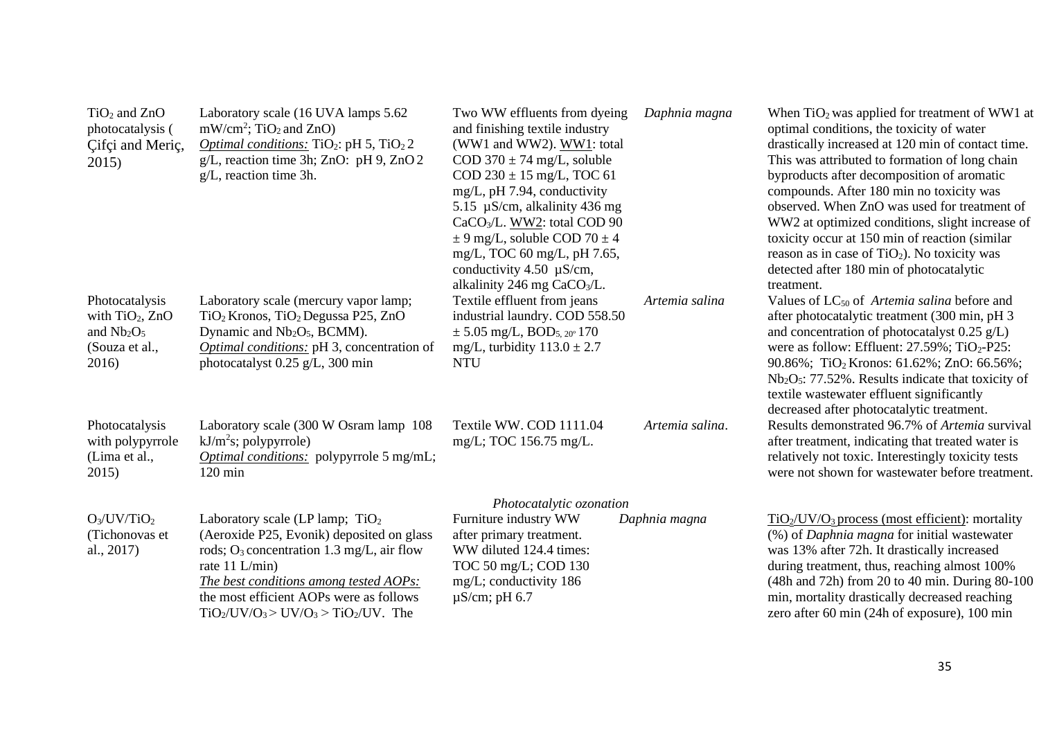| | | | | |
|---|---|---|---|---|
| $TiO_2$ and ZnO photocatalysis ( Çifçi and Meriç, 2015) | Laboratory scale (16 UVA lamps 5.62 $mW/cm^2$; $TiO_2$ and ZnO) <br> _Optimal conditions:_ $TiO_2$: pH 5, $TiO_2$ 2 g/L, reaction time 3h; ZnO: pH 9, ZnO 2 g/L, reaction time 3h. | Two WW effluents from dyeing and finishing textile industry (WW1 and WW2). WW1: total COD 370 ± 74 mg/L, soluble COD 230 ± 15 mg/L, TOC 61 mg/L, pH 7.94, conductivity 5.15 µS/cm, alkalinity 436 mg $CaCO_3$/L. WW2: total COD 90 ± 9 mg/L, soluble COD 70 ± 4 mg/L, TOC 60 mg/L, pH 7.65, conductivity 4.50 µS/cm, alkalinity 246 mg $CaCO_3$/L. | *Daphnia magna* | When $TiO_2$ was applied for treatment of WW1 at optimal conditions, the toxicity of water drastically increased at 120 min of contact time. This was attributed to formation of long chain byproducts after decomposition of aromatic compounds. After 180 min no toxicity was observed. When ZnO was used for treatment of WW2 at optimized conditions, slight increase of toxicity occur at 150 min of reaction (similar reason as in case of $TiO_2$). No toxicity was detected after 180 min of photocatalytic treatment. |
| Photocatalysis with $TiO_2$, ZnO and $Nb_2O_5$ (Souza et al., 2016) | Laboratory scale (mercury vapor lamp; $TiO_2$ Kronos, $TiO_2$ Degussa P25, ZnO Dynamic and $Nb_2O_5$, BCMM). <br> _Optimal conditions:_ pH 3, concentration of photocatalyst 0.25 g/L, 300 min | Textile effluent from jeans industrial laundry. COD 558.50 ± 5.05 mg/L, $BOD_{5,\ 20°}$ 170 mg/L, turbidity 113.0 ± 2.7 NTU | *Artemia salina* | Values of $LC_{50}$ of *Artemia salina* before and after photocatalytic treatment (300 min, pH 3 and concentration of photocatalyst 0.25 g/L) were as follow: Effluent: 27.59%; $TiO_2$-P25: 90.86%; $TiO_2$ Kronos: 61.62%; ZnO: 66.56%; $Nb_2O_5$: 77.52%. Results indicate that toxicity of textile wastewater effluent significantly decreased after photocatalytic treatment. |
| Photocatalysis with polypyrrole (Lima et al., 2015) | Laboratory scale (300 W Osram lamp 108 $kJ/m^2s$; polypyrrole) <br> _Optimal conditions:_ polypyrrole 5 mg/mL; 120 min | Textile WW. COD 1111.04 mg/L; TOC 156.75 mg/L. | *Artemia salina*. | Results demonstrated 96.7% of *Artemia* survival after treatment, indicating that treated water is relatively not toxic. Interestingly toxicity tests were not shown for wastewater before treatment. |
| | | *Photocatalytic ozonation* | | |
| $O_3$/UV/$TiO_2$ (Tichonovas et al., 2017) | Laboratory scale (LP lamp; $TiO_2$ (Aeroxide P25, Evonik) deposited on glass rods; $O_3$ concentration 1.3 mg/L, air flow rate 11 L/min) <br> _The best conditions among tested AOPs:_ the most efficient AOPs were as follows $TiO_2/UV/O_3 > UV/O_3 > TiO_2/UV$. The | Furniture industry WW after primary treatment. WW diluted 124.4 times: TOC 50 mg/L; COD 130 mg/L; conductivity 186 µS/cm; pH 6.7 | *Daphnia magna* | $TiO_2/UV/O_3$ process (most efficient): mortality (%) of *Daphnia magna* for initial wastewater was 13% after 72h. It drastically increased during treatment, thus, reaching almost 100% (48h and 72h) from 20 to 40 min. During 80-100 min, mortality drastically decreased reaching zero after 60 min (24h of exposure), 100 min |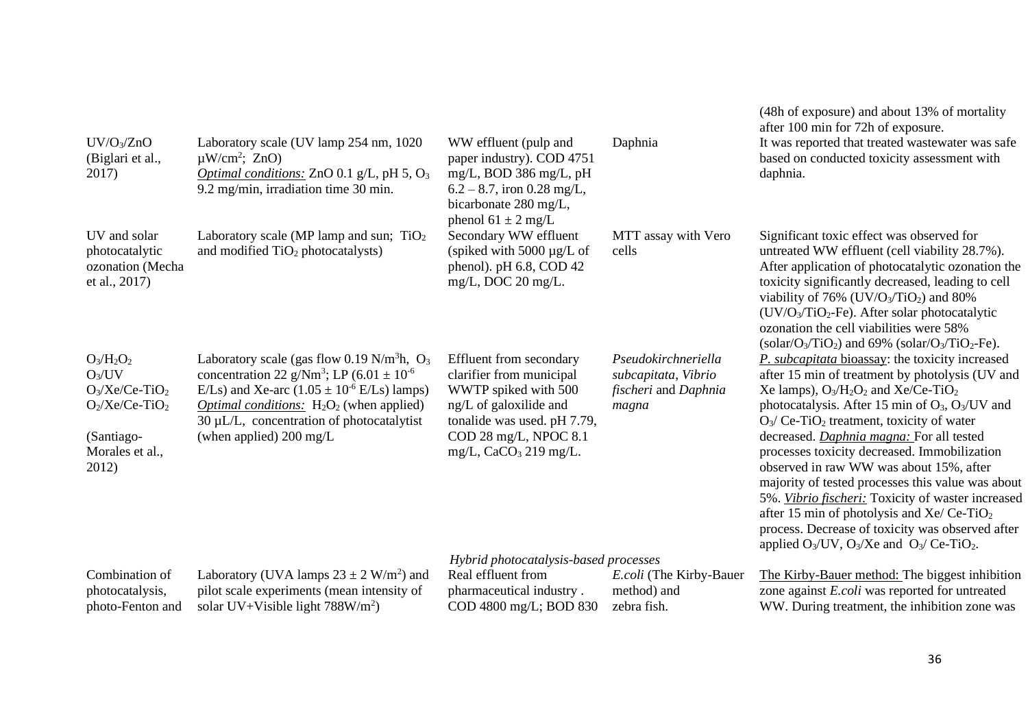| | | | | |
|---|---|---|---|---|
| | | | | (48h of exposure) and about 13% of mortality after 100 min for 72h of exposure. |
| $UV/O_3/ZnO$ (Biglari et al., 2017) | Laboratory scale (UV lamp 254 nm, 1020 $\mu W/cm^2$; ZnO) <u>*Optimal conditions:*</u> ZnO 0.1 g/L, pH 5, $O_3$ 9.2 mg/min, irradiation time 30 min. | WW effluent (pulp and paper industry). COD 4751 mg/L, BOD 386 mg/L, pH 6.2 – 8.7, iron 0.28 mg/L, bicarbonate 280 mg/L, phenol 61 ± 2 mg/L | Daphnia | It was reported that treated wastewater was safe based on conducted toxicity assessment with daphnia. |
| UV and solar photocatalytic ozonation (Mecha et al., 2017) | Laboratory scale (MP lamp and sun; $TiO_2$ and modified $TiO_2$ photocatalysts) | Secondary WW effluent (spiked with 5000 µg/L of phenol). pH 6.8, COD 42 mg/L, DOC 20 mg/L. | MTT assay with Vero cells | Significant toxic effect was observed for untreated WW effluent (cell viability 28.7%). After application of photocatalytic ozonation the toxicity significantly decreased, leading to cell viability of 76% ($UV/O_3/TiO_2$) and 80% ($UV/O_3/TiO_2$-Fe). After solar photocatalytic ozonation the cell viabilities were 58% (solar/$O_3/TiO_2$) and 69% (solar/$O_3/TiO_2$-Fe). |
| $O_3/H_2O_2$ $O_3$/UV $O_3$/Xe/Ce-$TiO_2$ $O_2$/Xe/Ce-$TiO_2$ (Santiago-Morales et al., 2012) | Laboratory scale (gas flow 0.19 $N/m^3h$, $O_3$ concentration 22 $g/Nm^3$; LP ($6.01 \pm 10^{-6}$ E/Ls) and Xe-arc ($1.05 \pm 10^{-6}$ E/Ls) lamps) <u>*Optimal conditions:*</u> $H_2O_2$ (when applied) 30 µL/L, concentration of photocatalytist (when applied) 200 mg/L | Effluent from secondary clarifier from municipal WWTP spiked with 500 ng/L of galoxilide and tonalide was used. pH 7.79, COD 28 mg/L, NPOC 8.1 mg/L, $CaCO_3$ 219 mg/L. | *Pseudokirchneriella subcapitata*, *Vibrio fischeri* and *Daphnia magna* | <u>*P. subcapitata* bioassay</u>: the toxicity increased after 15 min of treatment by photolysis (UV and Xe lamps), $O_3/H_2O_2$ and Xe/Ce-$TiO_2$ photocatalysis. After 15 min of $O_3$, $O_3$/UV and $O_3$/ Ce-$TiO_2$ treatment, toxicity of water decreased. <u>*Daphnia magna:*</u> For all tested processes toxicity decreased. Immobilization observed in raw WW was about 15%, after majority of tested processes this value was about 5%. <u>*Vibrio fischeri:*</u> Toxicity of waster increased after 15 min of photolysis and Xe/ Ce-$TiO_2$ process. Decrease of toxicity was observed after applied $O_3$/UV, $O_3$/Xe and $O_3$/ Ce-$TiO_2$. |
| | | *Hybrid photocatalysis-based processes* | | |
| Combination of photocatalysis, photo-Fenton and | Laboratory (UVA lamps 23 ± 2 $W/m^2$) and pilot scale experiments (mean intensity of solar UV+Visible light 788$W/m^2$) | Real effluent from pharmaceutical industry . COD 4800 mg/L; BOD 830 | *E.coli* (The Kirby-Bauer method) and zebra fish. | <u>The Kirby-Bauer method:</u> The biggest inhibition zone against *E.coli* was reported for untreated WW. During treatment, the inhibition zone was |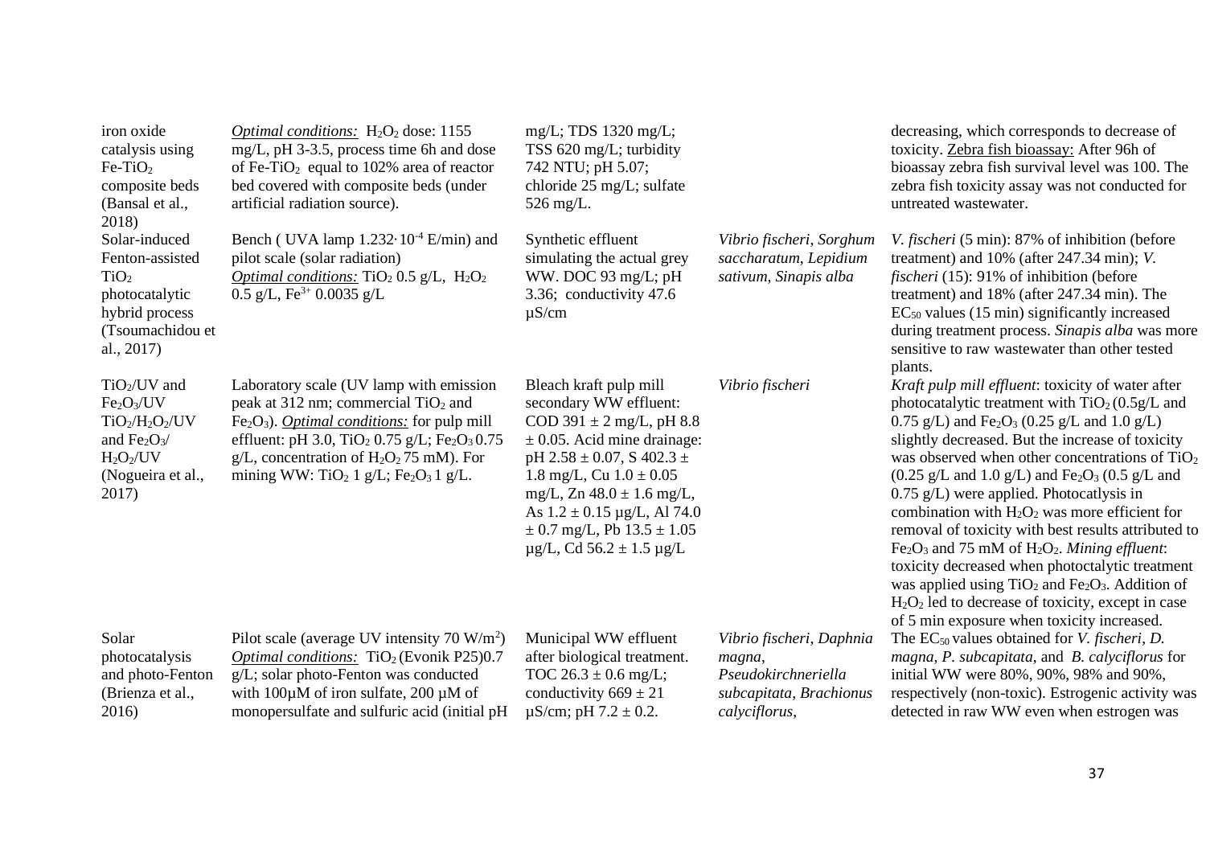| | | | | |
|---|---|---|---|---|
| iron oxide catalysis using $Fe\text{-}TiO_2$ composite beds (Bansal et al., 2018) | <u>*Optimal conditions:*</u> $H_2O_2$ dose: 1155 mg/L, pH 3-3.5, process time 6h and dose of $Fe\text{-}TiO_2$ equal to 102% area of reactor bed covered with composite beds (under artificial radiation source). | mg/L; TDS 1320 mg/L; TSS 620 mg/L; turbidity 742 NTU; pH 5.07; chloride 25 mg/L; sulfate 526 mg/L. | | decreasing, which corresponds to decrease of toxicity. <u>Zebra fish bioassay:</u> After 96h of bioassay zebra fish survival level was 100. The zebra fish toxicity assay was not conducted for untreated wastewater. |
| Solar-induced Fenton-assisted $TiO_2$ photocatalytic hybrid process (Tsoumachidou et al., 2017) | Bench ( UVA lamp $1.232{\cdot}10^{-4}$ E/min) and pilot scale (solar radiation) <u>*Optimal conditions:*</u> $TiO_2$ 0.5 g/L, $H_2O_2$ 0.5 g/L, $Fe^{3+}$ 0.0035 g/L | Synthetic effluent simulating the actual grey WW. DOC 93 mg/L; pH 3.36; conductivity 47.6 µS/cm | *Vibrio fischeri*, *Sorghum saccharatum*, *Lepidium sativum*, *Sinapis alba* | *V. fischeri* (5 min): 87% of inhibition (before treatment) and 10% (after 247.34 min); *V. fischeri* (15): 91% of inhibition (before treatment) and 18% (after 247.34 min). The $EC_{50}$ values (15 min) significantly increased during treatment process. *Sinapis alba* was more sensitive to raw wastewater than other tested plants. |
| $TiO_2$/UV and $Fe_2O_3$/UV $TiO_2/H_2O_2$/UV and $Fe_2O_3$/ $H_2O_2$/UV (Nogueira et al., 2017) | Laboratory scale (UV lamp with emission peak at 312 nm; commercial $TiO_2$ and $Fe_2O_3$). <u>*Optimal conditions:*</u> for pulp mill effluent: pH 3.0, $TiO_2$ 0.75 g/L; $Fe_2O_3$ 0.75 g/L, concentration of $H_2O_2$ 75 mM). For mining WW: $TiO_2$ 1 g/L; $Fe_2O_3$ 1 g/L. | Bleach kraft pulp mill secondary WW effluent: COD 391 ± 2 mg/L, pH 8.8 ± 0.05. Acid mine drainage: pH 2.58 ± 0.07, S 402.3 ± 1.8 mg/L, Cu 1.0 ± 0.05 mg/L, Zn 48.0 ± 1.6 mg/L, As 1.2 ± 0.15 µg/L, Al 74.0 ± 0.7 mg/L, Pb 13.5 ± 1.05 µg/L, Cd 56.2 ± 1.5 µg/L | *Vibrio fischeri* | *Kraft pulp mill effluent*: toxicity of water after photocatalytic treatment with $TiO_2$ (0.5g/L and 0.75 g/L) and $Fe_2O_3$ (0.25 g/L and 1.0 g/L) slightly decreased. But the increase of toxicity was observed when other concentrations of $TiO_2$ (0.25 g/L and 1.0 g/L) and $Fe_2O_3$ (0.5 g/L and 0.75 g/L) were applied. Photocatlysis in combination with $H_2O_2$ was more efficient for removal of toxicity with best results attributed to $Fe_2O_3$ and 75 mM of $H_2O_2$. *Mining effluent*: toxicity decreased when photoctalytic treatment was applied using $TiO_2$ and $Fe_2O_3$. Addition of $H_2O_2$ led to decrease of toxicity, except in case of 5 min exposure when toxicity increased. |
| Solar photocatalysis and photo-Fenton (Brienza et al., 2016) | Pilot scale (average UV intensity 70 W/m$^2$) <u>*Optimal conditions:*</u> $TiO_2$ (Evonik P25)0.7 g/L; solar photo-Fenton was conducted with 100µM of iron sulfate, 200 µM of monopersulfate and sulfuric acid (initial pH | Municipal WW effluent after biological treatment. TOC 26.3 ± 0.6 mg/L; conductivity 669 ± 21 µS/cm; pH 7.2 ± 0.2. | *Vibrio fischeri*, *Daphnia magna*, *Pseudokirchneriella subcapitata*, *Brachionus calyciflorus*, | The $EC_{50}$ values obtained for *V. fischeri*, *D. magna*, *P. subcapitata*, and *B. calyciflorus* for initial WW were 80%, 90%, 98% and 90%, respectively (non-toxic). Estrogenic activity was detected in raw WW even when estrogen was |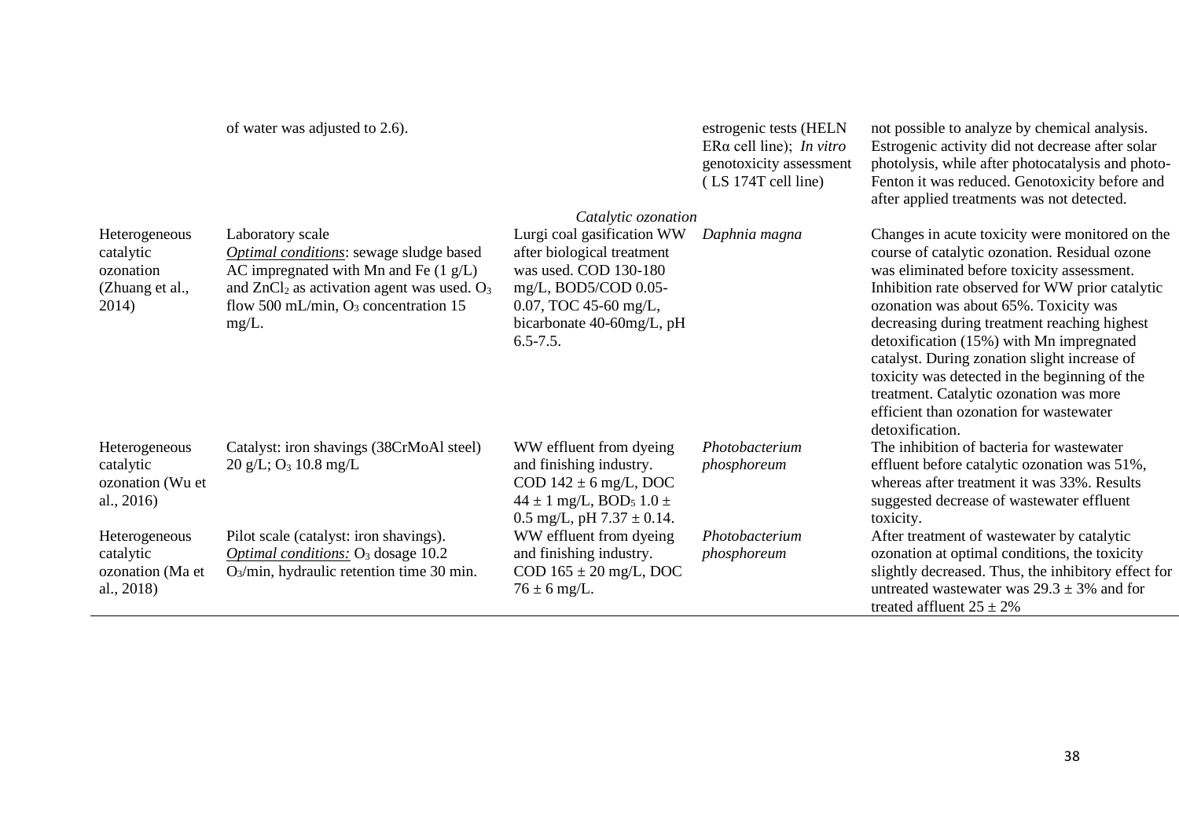| | | | | |
|---|---|---|---|---|
| | of water was adjusted to 2.6). | | estrogenic tests (HELN ERα cell line); *In vitro* genotoxicity assessment ( LS 174T cell line) | not possible to analyze by chemical analysis. Estrogenic activity did not decrease after solar photolysis, while after photocatalysis and photo-Fenton it was reduced. Genotoxicity before and after applied treatments was not detected. |
| | | *Catalytic ozonation* | | |
| Heterogeneous catalytic ozonation (Zhuang et al., 2014) | Laboratory scale <u>*Optimal conditions*</u>: sewage sludge based AC impregnated with Mn and Fe (1 g/L) and $ZnCl_2$ as activation agent was used. $O_3$ flow 500 mL/min, $O_3$ concentration 15 mg/L. | Lurgi coal gasification WW after biological treatment was used. COD 130-180 mg/L, BOD5/COD 0.05-0.07, TOC 45-60 mg/L, bicarbonate 40-60mg/L, pH 6.5-7.5. | *Daphnia magna* | Changes in acute toxicity were monitored on the course of catalytic ozonation. Residual ozone was eliminated before toxicity assessment. Inhibition rate observed for WW prior catalytic ozonation was about 65%. Toxicity was decreasing during treatment reaching highest detoxification (15%) with Mn impregnated catalyst. During zonation slight increase of toxicity was detected in the beginning of the treatment. Catalytic ozonation was more efficient than ozonation for wastewater detoxification. |
| Heterogeneous catalytic ozonation (Wu et al., 2016) | Catalyst: iron shavings (38CrMoAl steel) 20 g/L; $O_3$ 10.8 mg/L | WW effluent from dyeing and finishing industry. COD 142 ± 6 mg/L, DOC 44 ± 1 mg/L, $BOD_5$ 1.0 ± 0.5 mg/L, pH 7.37 ± 0.14. | *Photobacterium phosphoreum* | The inhibition of bacteria for wastewater effluent before catalytic ozonation was 51%, whereas after treatment it was 33%. Results suggested decrease of wastewater effluent toxicity. |
| Heterogeneous catalytic ozonation (Ma et al., 2018) | Pilot scale (catalyst: iron shavings). <u>*Optimal conditions:*</u> $O_3$ dosage 10.2 $O_3$/min, hydraulic retention time 30 min. | WW effluent from dyeing and finishing industry. COD 165 ± 20 mg/L, DOC 76 ± 6 mg/L. | *Photobacterium phosphoreum* | After treatment of wastewater by catalytic ozonation at optimal conditions, the toxicity slightly decreased. Thus, the inhibitory effect for untreated wastewater was 29.3 ± 3% and for treated affluent 25 ± 2% |